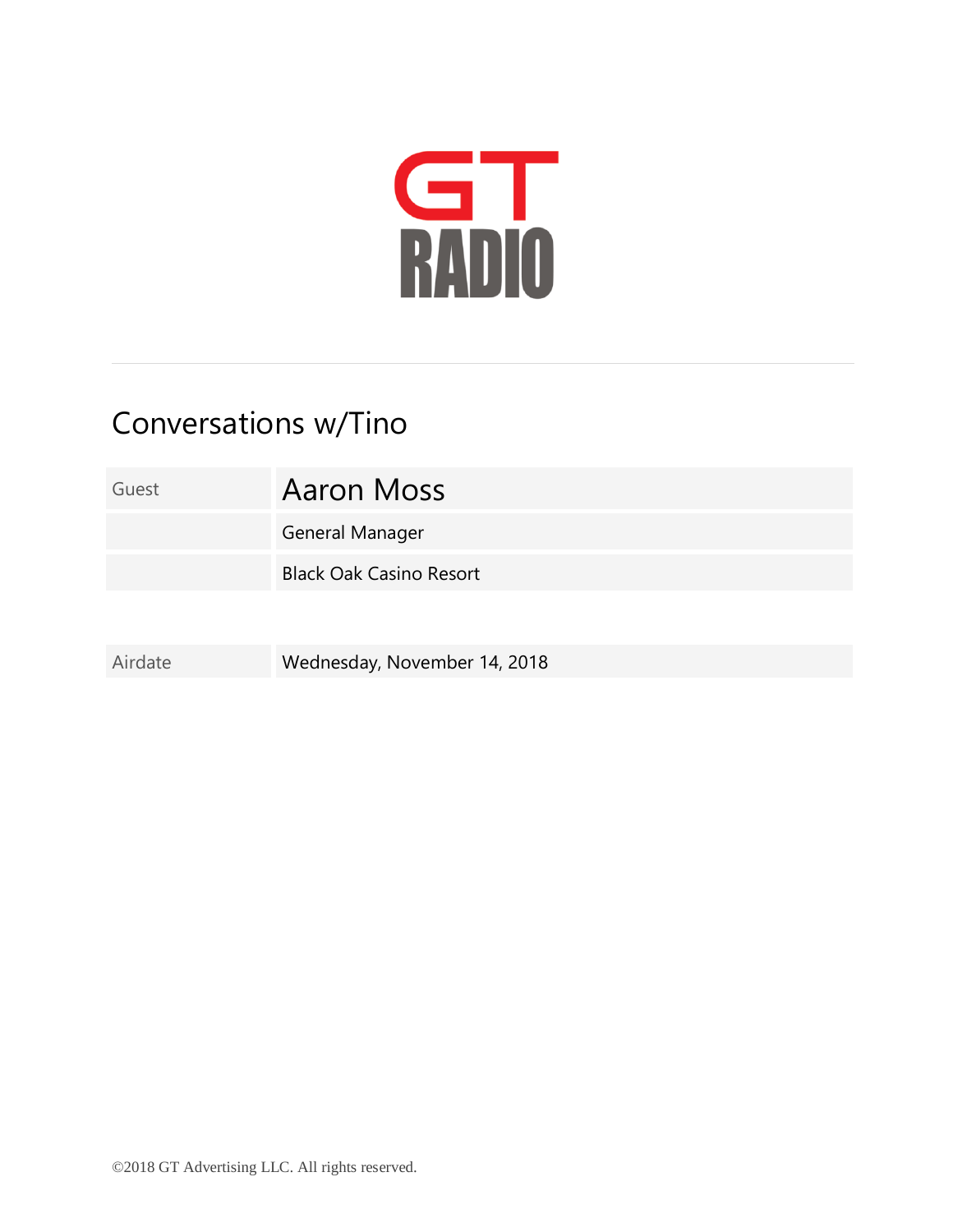GT
RADIO

# Conversations w/Tino

| Guest | Aaron Moss |
|---|---|
| | General Manager |
| | Black Oak Casino Resort |

| Airdate | Wednesday, November 14, 2018 |
|---|---|

©2018 GT Advertising LLC. All rights reserved.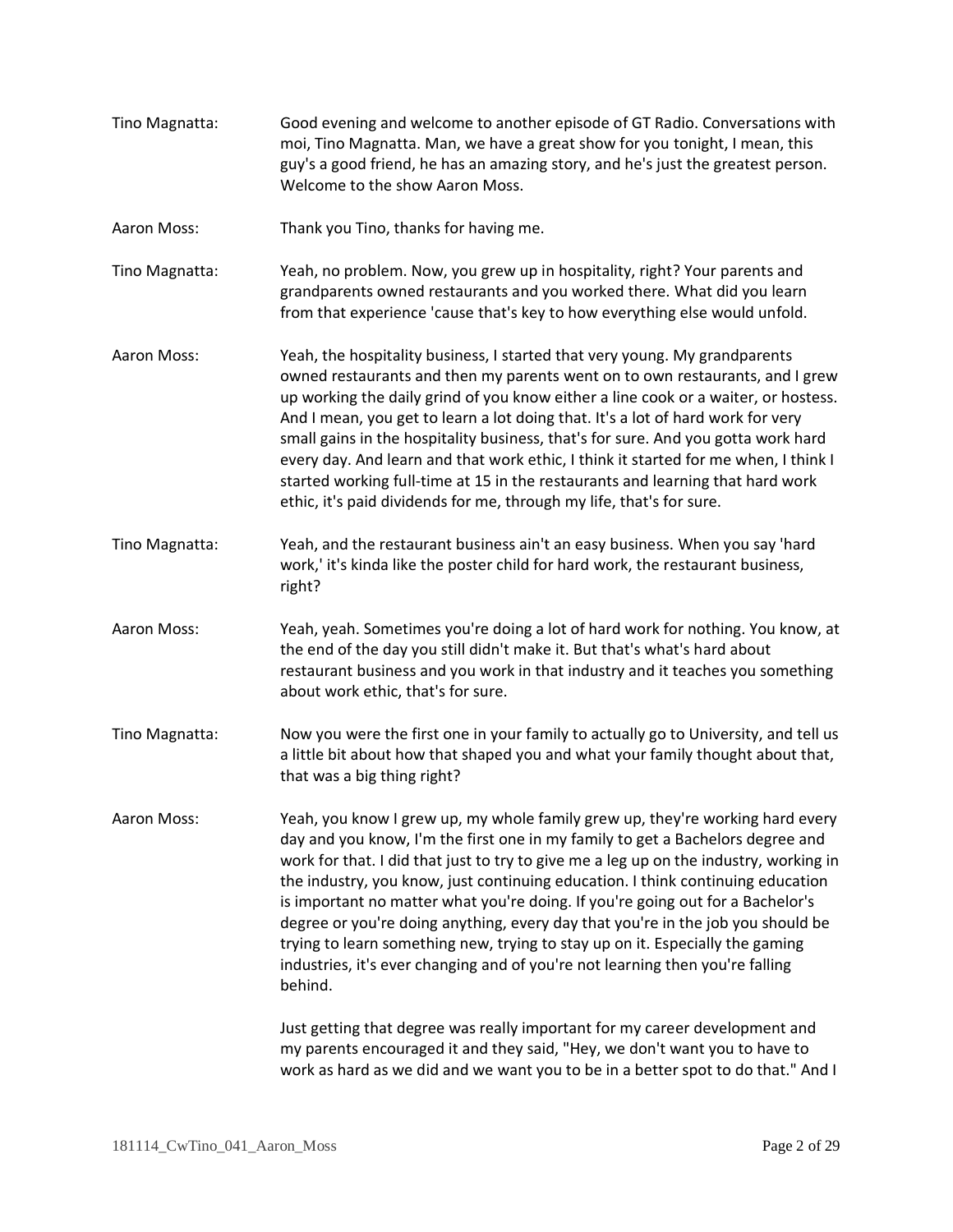**Tino Magnatta:** Good evening and welcome to another episode of GT Radio. Conversations with moi, Tino Magnatta. Man, we have a great show for you tonight, I mean, this guy's a good friend, he has an amazing story, and he's just the greatest person. Welcome to the show Aaron Moss.

**Aaron Moss:** Thank you Tino, thanks for having me.

**Tino Magnatta:** Yeah, no problem. Now, you grew up in hospitality, right? Your parents and grandparents owned restaurants and you worked there. What did you learn from that experience 'cause that's key to how everything else would unfold.

**Aaron Moss:** Yeah, the hospitality business, I started that very young. My grandparents owned restaurants and then my parents went on to own restaurants, and I grew up working the daily grind of you know either a line cook or a waiter, or hostess. And I mean, you get to learn a lot doing that. It's a lot of hard work for very small gains in the hospitality business, that's for sure. And you gotta work hard every day. And learn and that work ethic, I think it started for me when, I think I started working full-time at 15 in the restaurants and learning that hard work ethic, it's paid dividends for me, through my life, that's for sure.

**Tino Magnatta:** Yeah, and the restaurant business ain't an easy business. When you say 'hard work,' it's kinda like the poster child for hard work, the restaurant business, right?

**Aaron Moss:** Yeah, yeah. Sometimes you're doing a lot of hard work for nothing. You know, at the end of the day you still didn't make it. But that's what's hard about restaurant business and you work in that industry and it teaches you something about work ethic, that's for sure.

**Tino Magnatta:** Now you were the first one in your family to actually go to University, and tell us a little bit about how that shaped you and what your family thought about that, that was a big thing right?

**Aaron Moss:** Yeah, you know I grew up, my whole family grew up, they're working hard every day and you know, I'm the first one in my family to get a Bachelors degree and work for that. I did that just to try to give me a leg up on the industry, working in the industry, you know, just continuing education. I think continuing education is important no matter what you're doing. If you're going out for a Bachelor's degree or you're doing anything, every day that you're in the job you should be trying to learn something new, trying to stay up on it. Especially the gaming industries, it's ever changing and of you're not learning then you're falling behind.

Just getting that degree was really important for my career development and my parents encouraged it and they said, "Hey, we don't want you to have to work as hard as we did and we want you to be in a better spot to do that." And I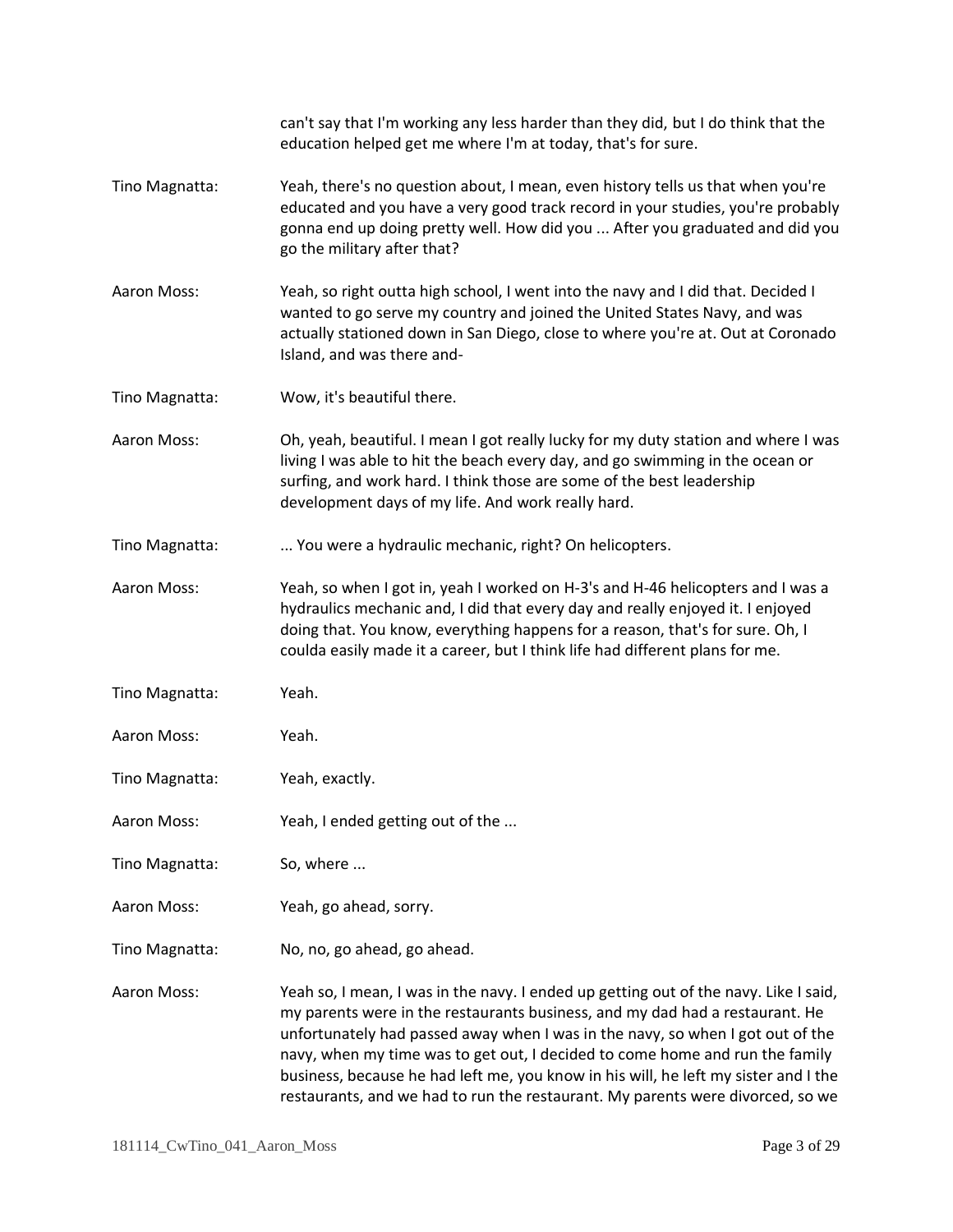can't say that I'm working any less harder than they did, but I do think that the education helped get me where I'm at today, that's for sure.

Tino Magnatta: Yeah, there's no question about, I mean, even history tells us that when you're educated and you have a very good track record in your studies, you're probably gonna end up doing pretty well. How did you ... After you graduated and did you go the military after that?

Aaron Moss: Yeah, so right outta high school, I went into the navy and I did that. Decided I wanted to go serve my country and joined the United States Navy, and was actually stationed down in San Diego, close to where you're at. Out at Coronado Island, and was there and-

Tino Magnatta: Wow, it's beautiful there.

Aaron Moss: Oh, yeah, beautiful. I mean I got really lucky for my duty station and where I was living I was able to hit the beach every day, and go swimming in the ocean or surfing, and work hard. I think those are some of the best leadership development days of my life. And work really hard.

Tino Magnatta: ... You were a hydraulic mechanic, right? On helicopters.

Aaron Moss: Yeah, so when I got in, yeah I worked on H-3's and H-46 helicopters and I was a hydraulics mechanic and, I did that every day and really enjoyed it. I enjoyed doing that. You know, everything happens for a reason, that's for sure. Oh, I coulda easily made it a career, but I think life had different plans for me.

Tino Magnatta: Yeah.

Aaron Moss: Yeah.

Tino Magnatta: Yeah, exactly.

Aaron Moss: Yeah, I ended getting out of the ...

Tino Magnatta: So, where ...

Aaron Moss: Yeah, go ahead, sorry.

Tino Magnatta: No, no, go ahead, go ahead.

Aaron Moss: Yeah so, I mean, I was in the navy. I ended up getting out of the navy. Like I said, my parents were in the restaurants business, and my dad had a restaurant. He unfortunately had passed away when I was in the navy, so when I got out of the navy, when my time was to get out, I decided to come home and run the family business, because he had left me, you know in his will, he left my sister and I the restaurants, and we had to run the restaurant. My parents were divorced, so we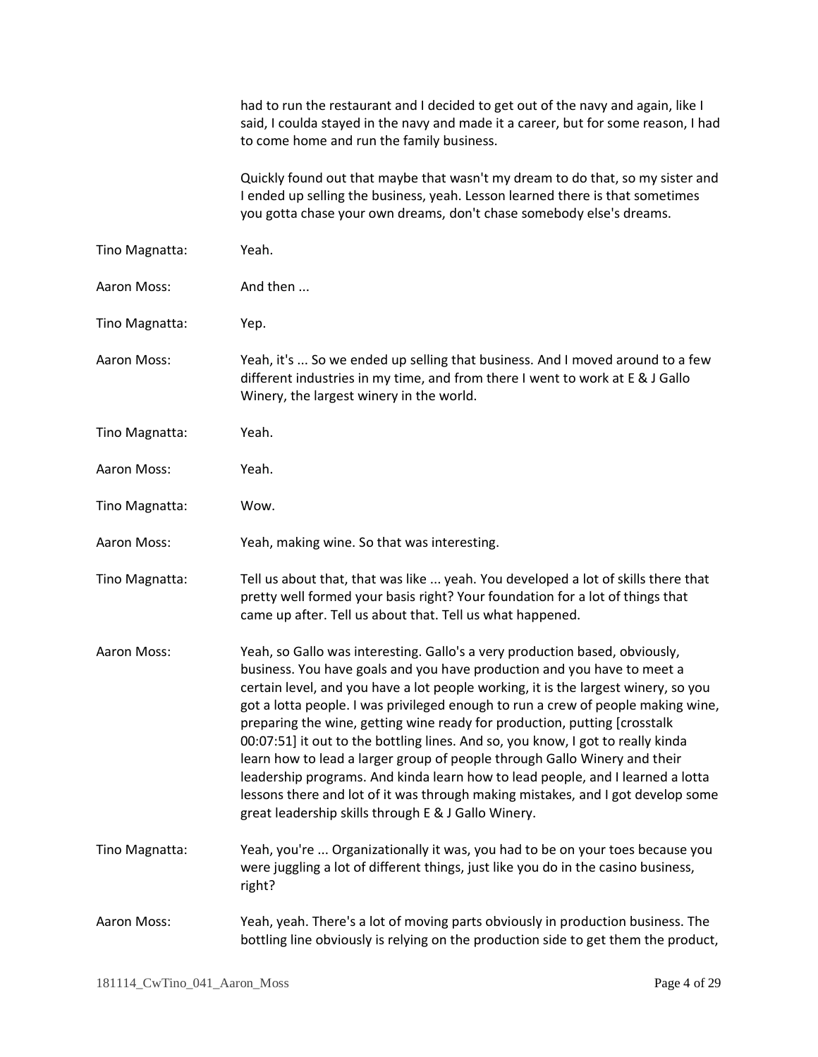had to run the restaurant and I decided to get out of the navy and again, like I said, I coulda stayed in the navy and made it a career, but for some reason, I had to come home and run the family business.

Quickly found out that maybe that wasn't my dream to do that, so my sister and I ended up selling the business, yeah. Lesson learned there is that sometimes you gotta chase your own dreams, don't chase somebody else's dreams.

Tino Magnatta: Yeah.

Aaron Moss: And then ...

Tino Magnatta: Yep.

Aaron Moss: Yeah, it's ... So we ended up selling that business. And I moved around to a few different industries in my time, and from there I went to work at E & J Gallo Winery, the largest winery in the world.

Tino Magnatta: Yeah.

Aaron Moss: Yeah.

Tino Magnatta: Wow.

Aaron Moss: Yeah, making wine. So that was interesting.

Tino Magnatta: Tell us about that, that was like ... yeah. You developed a lot of skills there that pretty well formed your basis right? Your foundation for a lot of things that came up after. Tell us about that. Tell us what happened.

Aaron Moss: Yeah, so Gallo was interesting. Gallo's a very production based, obviously, business. You have goals and you have production and you have to meet a certain level, and you have a lot people working, it is the largest winery, so you got a lotta people. I was privileged enough to run a crew of people making wine, preparing the wine, getting wine ready for production, putting [crosstalk 00:07:51] it out to the bottling lines. And so, you know, I got to really kinda learn how to lead a larger group of people through Gallo Winery and their leadership programs. And kinda learn how to lead people, and I learned a lotta lessons there and lot of it was through making mistakes, and I got develop some great leadership skills through E & J Gallo Winery.

Tino Magnatta: Yeah, you're ... Organizationally it was, you had to be on your toes because you were juggling a lot of different things, just like you do in the casino business, right?

Aaron Moss: Yeah, yeah. There's a lot of moving parts obviously in production business. The bottling line obviously is relying on the production side to get them the product,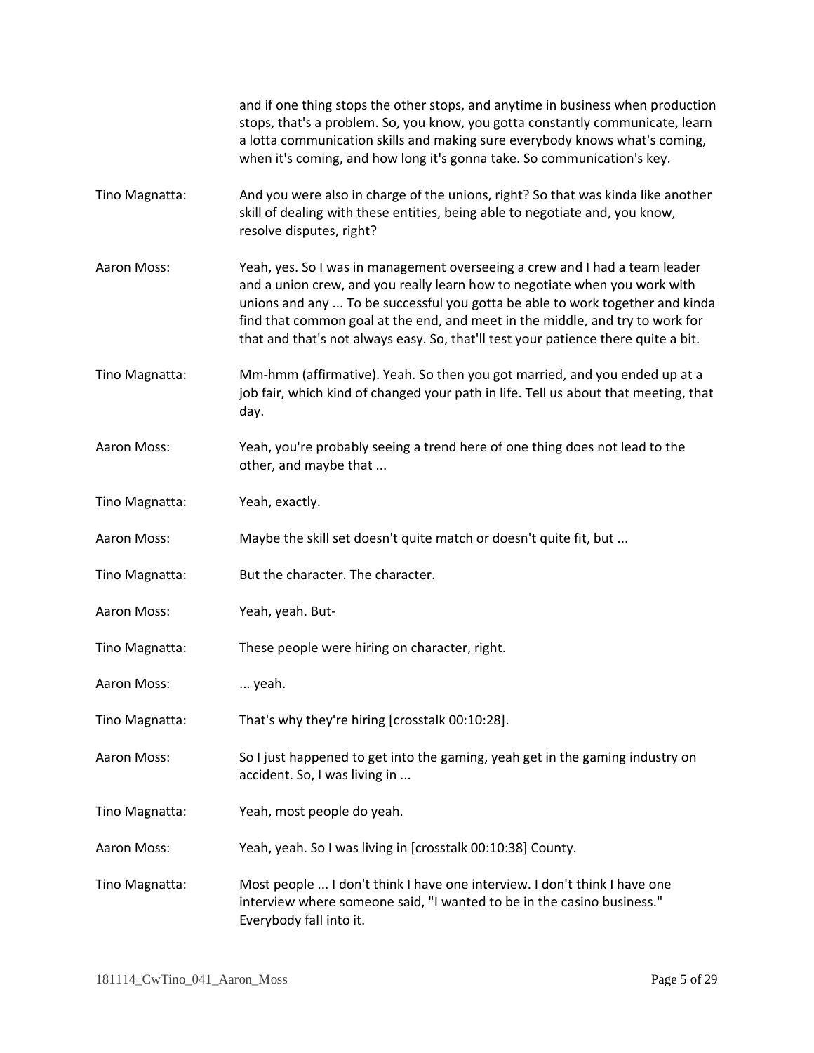and if one thing stops the other stops, and anytime in business when production stops, that's a problem. So, you know, you gotta constantly communicate, learn a lotta communication skills and making sure everybody knows what's coming, when it's coming, and how long it's gonna take. So communication's key.

Tino Magnatta: And you were also in charge of the unions, right? So that was kinda like another skill of dealing with these entities, being able to negotiate and, you know, resolve disputes, right?

Aaron Moss: Yeah, yes. So I was in management overseeing a crew and I had a team leader and a union crew, and you really learn how to negotiate when you work with unions and any ... To be successful you gotta be able to work together and kinda find that common goal at the end, and meet in the middle, and try to work for that and that's not always easy. So, that'll test your patience there quite a bit.

Tino Magnatta: Mm-hmm (affirmative). Yeah. So then you got married, and you ended up at a job fair, which kind of changed your path in life. Tell us about that meeting, that day.

Aaron Moss: Yeah, you're probably seeing a trend here of one thing does not lead to the other, and maybe that ...

Tino Magnatta: Yeah, exactly.

Aaron Moss: Maybe the skill set doesn't quite match or doesn't quite fit, but ...

Tino Magnatta: But the character. The character.

Aaron Moss: Yeah, yeah. But-

Tino Magnatta: These people were hiring on character, right.

Aaron Moss: ... yeah.

Tino Magnatta: That's why they're hiring [crosstalk 00:10:28].

Aaron Moss: So I just happened to get into the gaming, yeah get in the gaming industry on accident. So, I was living in ...

Tino Magnatta: Yeah, most people do yeah.

Aaron Moss: Yeah, yeah. So I was living in [crosstalk 00:10:38] County.

Tino Magnatta: Most people ... I don't think I have one interview. I don't think I have one interview where someone said, "I wanted to be in the casino business." Everybody fall into it.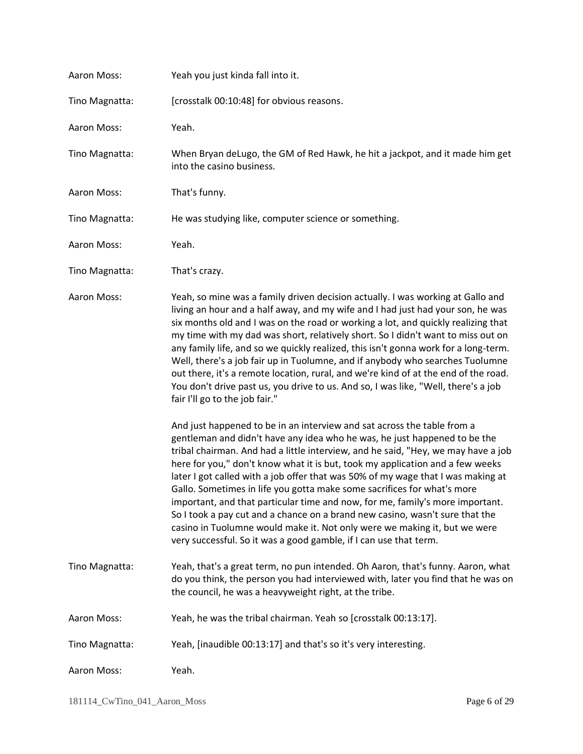Aaron Moss: Yeah you just kinda fall into it.

Tino Magnatta: [crosstalk 00:10:48] for obvious reasons.

Aaron Moss: Yeah.

Tino Magnatta: When Bryan deLugo, the GM of Red Hawk, he hit a jackpot, and it made him get into the casino business.

Aaron Moss: That's funny.

Tino Magnatta: He was studying like, computer science or something.

Aaron Moss: Yeah.

Tino Magnatta: That's crazy.

Aaron Moss: Yeah, so mine was a family driven decision actually. I was working at Gallo and living an hour and a half away, and my wife and I had just had your son, he was six months old and I was on the road or working a lot, and quickly realizing that my time with my dad was short, relatively short. So I didn't want to miss out on any family life, and so we quickly realized, this isn't gonna work for a long-term. Well, there's a job fair up in Tuolumne, and if anybody who searches Tuolumne out there, it's a remote location, rural, and we're kind of at the end of the road. You don't drive past us, you drive to us. And so, I was like, "Well, there's a job fair I'll go to the job fair."

And just happened to be in an interview and sat across the table from a gentleman and didn't have any idea who he was, he just happened to be the tribal chairman. And had a little interview, and he said, "Hey, we may have a job here for you," don't know what it is but, took my application and a few weeks later I got called with a job offer that was 50% of my wage that I was making at Gallo. Sometimes in life you gotta make some sacrifices for what's more important, and that particular time and now, for me, family's more important. So I took a pay cut and a chance on a brand new casino, wasn't sure that the casino in Tuolumne would make it. Not only were we making it, but we were very successful. So it was a good gamble, if I can use that term.

Tino Magnatta: Yeah, that's a great term, no pun intended. Oh Aaron, that's funny. Aaron, what do you think, the person you had interviewed with, later you find that he was on the council, he was a heavyweight right, at the tribe.

Aaron Moss: Yeah, he was the tribal chairman. Yeah so [crosstalk 00:13:17].

Tino Magnatta: Yeah, [inaudible 00:13:17] and that's so it's very interesting.

Aaron Moss: Yeah.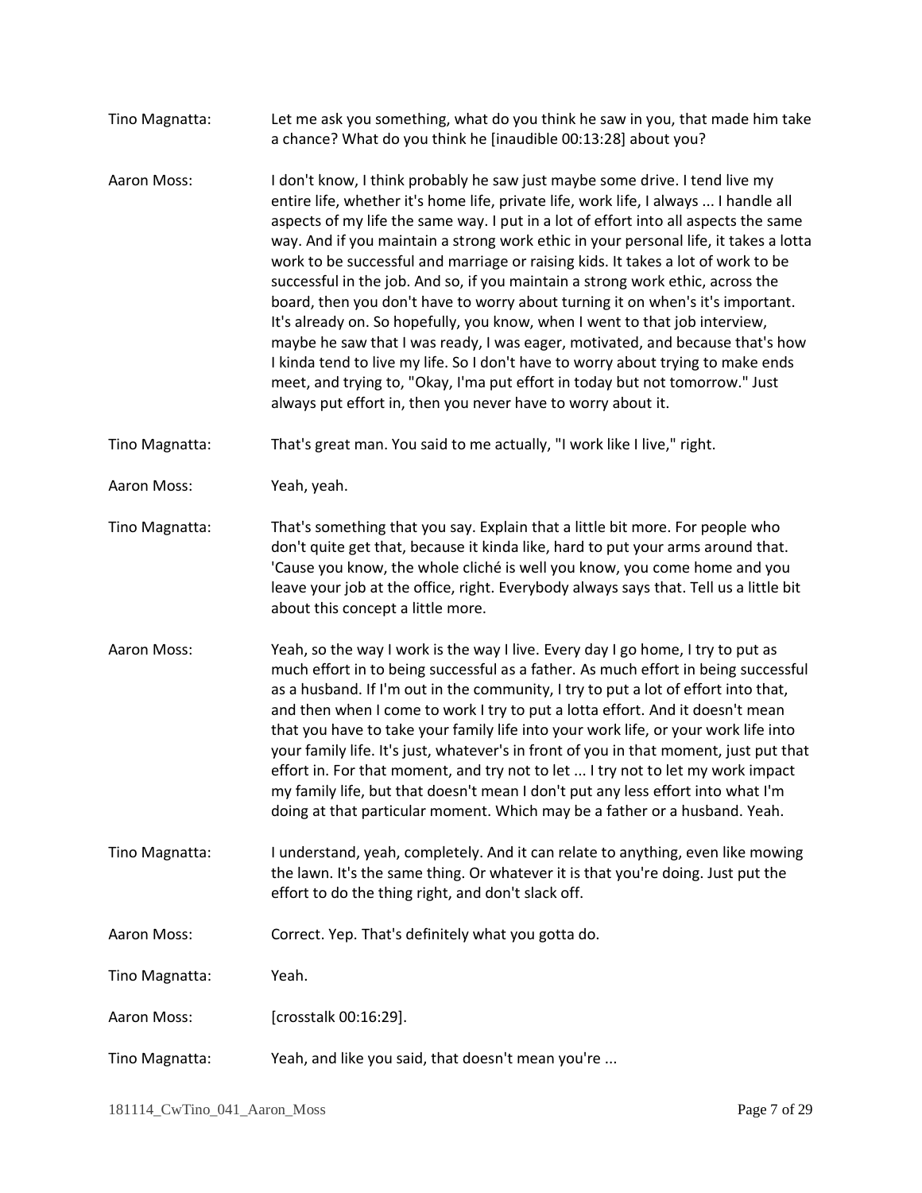Tino Magnatta: Let me ask you something, what do you think he saw in you, that made him take a chance? What do you think he [inaudible 00:13:28] about you?

Aaron Moss: I don't know, I think probably he saw just maybe some drive. I tend live my entire life, whether it's home life, private life, work life, I always ... I handle all aspects of my life the same way. I put in a lot of effort into all aspects the same way. And if you maintain a strong work ethic in your personal life, it takes a lotta work to be successful and marriage or raising kids. It takes a lot of work to be successful in the job. And so, if you maintain a strong work ethic, across the board, then you don't have to worry about turning it on when's it's important. It's already on. So hopefully, you know, when I went to that job interview, maybe he saw that I was ready, I was eager, motivated, and because that's how I kinda tend to live my life. So I don't have to worry about trying to make ends meet, and trying to, "Okay, I'ma put effort in today but not tomorrow." Just always put effort in, then you never have to worry about it.

Tino Magnatta: That's great man. You said to me actually, "I work like I live," right.

Aaron Moss: Yeah, yeah.

Tino Magnatta: That's something that you say. Explain that a little bit more. For people who don't quite get that, because it kinda like, hard to put your arms around that. 'Cause you know, the whole cliché is well you know, you come home and you leave your job at the office, right. Everybody always says that. Tell us a little bit about this concept a little more.

Aaron Moss: Yeah, so the way I work is the way I live. Every day I go home, I try to put as much effort in to being successful as a father. As much effort in being successful as a husband. If I'm out in the community, I try to put a lot of effort into that, and then when I come to work I try to put a lotta effort. And it doesn't mean that you have to take your family life into your work life, or your work life into your family life. It's just, whatever's in front of you in that moment, just put that effort in. For that moment, and try not to let ... I try not to let my work impact my family life, but that doesn't mean I don't put any less effort into what I'm doing at that particular moment. Which may be a father or a husband. Yeah.

Tino Magnatta: I understand, yeah, completely. And it can relate to anything, even like mowing the lawn. It's the same thing. Or whatever it is that you're doing. Just put the effort to do the thing right, and don't slack off.

Aaron Moss: Correct. Yep. That's definitely what you gotta do.

Tino Magnatta: Yeah.

Aaron Moss: [crosstalk 00:16:29].

Tino Magnatta: Yeah, and like you said, that doesn't mean you're ...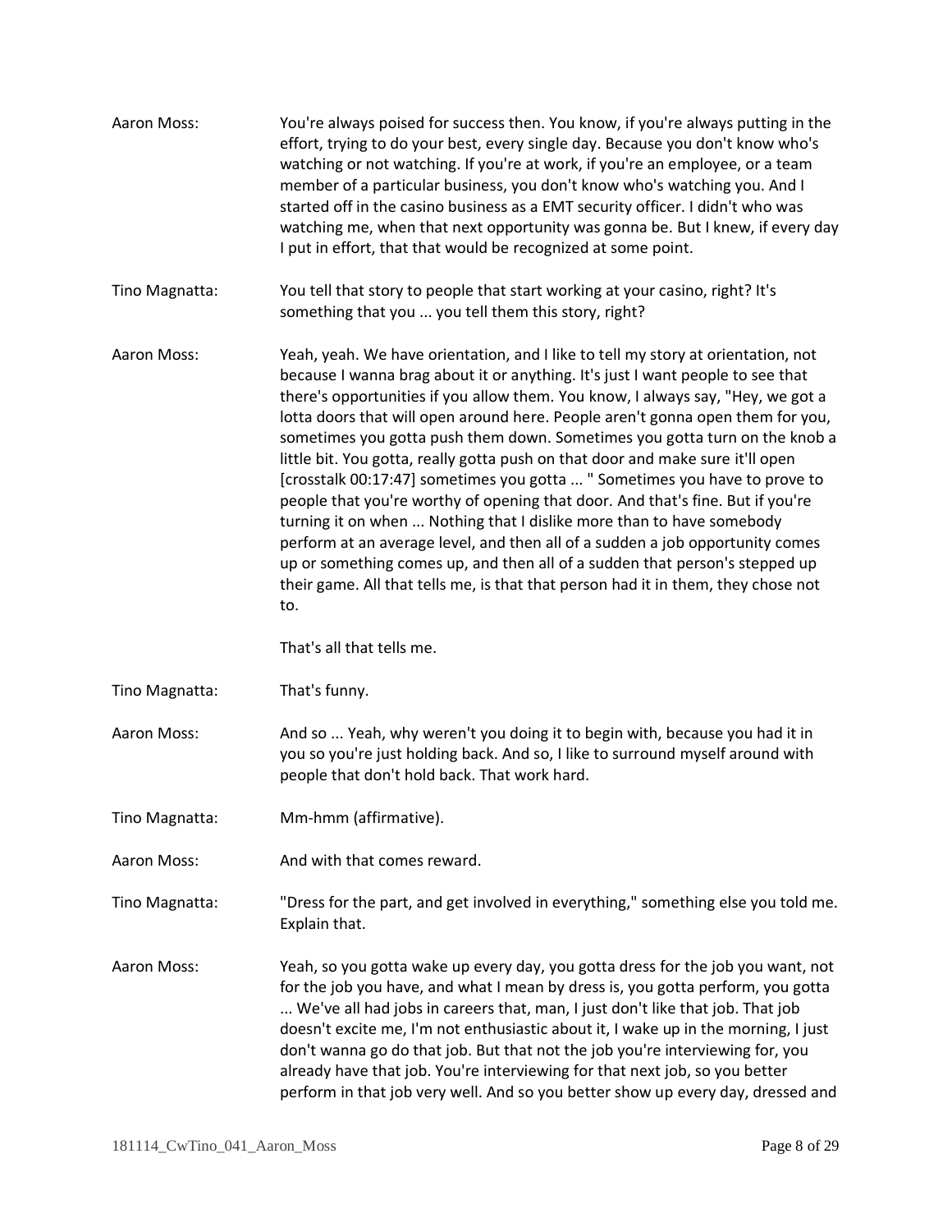Aaron Moss: You're always poised for success then. You know, if you're always putting in the effort, trying to do your best, every single day. Because you don't know who's watching or not watching. If you're at work, if you're an employee, or a team member of a particular business, you don't know who's watching you. And I started off in the casino business as a EMT security officer. I didn't who was watching me, when that next opportunity was gonna be. But I knew, if every day I put in effort, that that would be recognized at some point.

Tino Magnatta: You tell that story to people that start working at your casino, right? It's something that you ... you tell them this story, right?

Aaron Moss: Yeah, yeah. We have orientation, and I like to tell my story at orientation, not because I wanna brag about it or anything. It's just I want people to see that there's opportunities if you allow them. You know, I always say, "Hey, we got a lotta doors that will open around here. People aren't gonna open them for you, sometimes you gotta push them down. Sometimes you gotta turn on the knob a little bit. You gotta, really gotta push on that door and make sure it'll open [crosstalk 00:17:47] sometimes you gotta ... " Sometimes you have to prove to people that you're worthy of opening that door. And that's fine. But if you're turning it on when ... Nothing that I dislike more than to have somebody perform at an average level, and then all of a sudden a job opportunity comes up or something comes up, and then all of a sudden that person's stepped up their game. All that tells me, is that that person had it in them, they chose not to.

That's all that tells me.

Tino Magnatta: That's funny.

Aaron Moss: And so ... Yeah, why weren't you doing it to begin with, because you had it in you so you're just holding back. And so, I like to surround myself around with people that don't hold back. That work hard.

Tino Magnatta: Mm-hmm (affirmative).

Aaron Moss: And with that comes reward.

Tino Magnatta: "Dress for the part, and get involved in everything," something else you told me. Explain that.

Aaron Moss: Yeah, so you gotta wake up every day, you gotta dress for the job you want, not for the job you have, and what I mean by dress is, you gotta perform, you gotta ... We've all had jobs in careers that, man, I just don't like that job. That job doesn't excite me, I'm not enthusiastic about it, I wake up in the morning, I just don't wanna go do that job. But that not the job you're interviewing for, you already have that job. You're interviewing for that next job, so you better perform in that job very well. And so you better show up every day, dressed and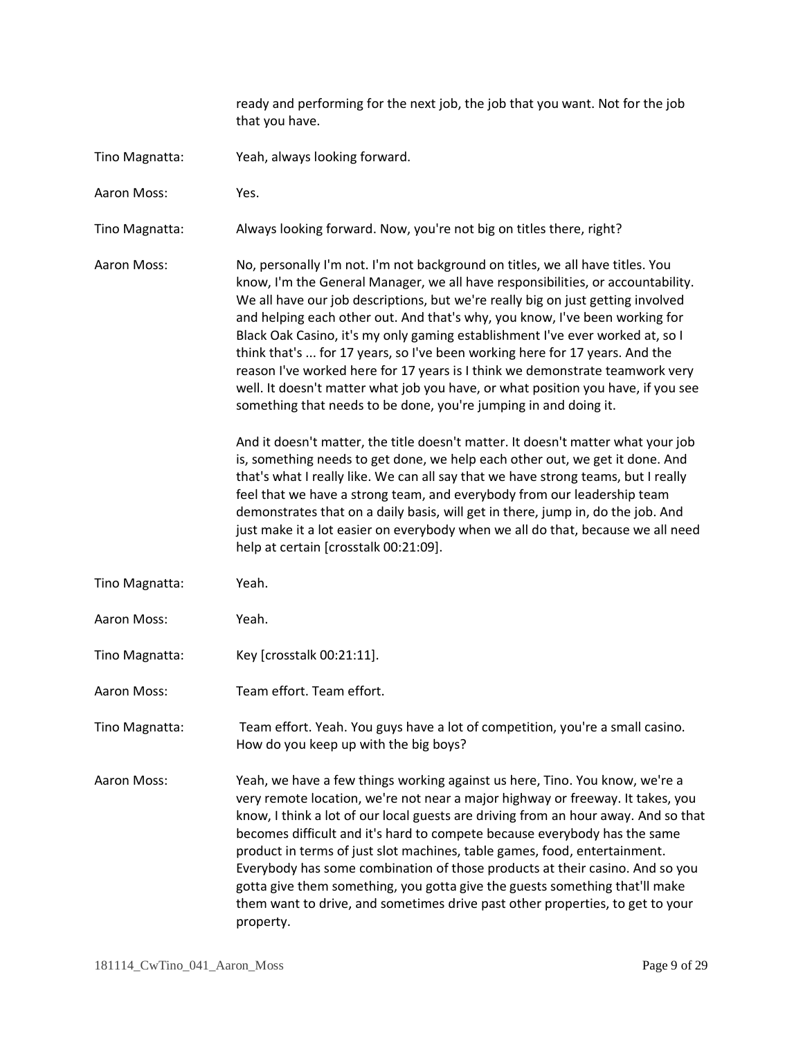ready and performing for the next job, the job that you want. Not for the job that you have.

Tino Magnatta: Yeah, always looking forward.

Aaron Moss: Yes.

Tino Magnatta: Always looking forward. Now, you're not big on titles there, right?

Aaron Moss: No, personally I'm not. I'm not background on titles, we all have titles. You know, I'm the General Manager, we all have responsibilities, or accountability. We all have our job descriptions, but we're really big on just getting involved and helping each other out. And that's why, you know, I've been working for Black Oak Casino, it's my only gaming establishment I've ever worked at, so I think that's ... for 17 years, so I've been working here for 17 years. And the reason I've worked here for 17 years is I think we demonstrate teamwork very well. It doesn't matter what job you have, or what position you have, if you see something that needs to be done, you're jumping in and doing it.

And it doesn't matter, the title doesn't matter. It doesn't matter what your job is, something needs to get done, we help each other out, we get it done. And that's what I really like. We can all say that we have strong teams, but I really feel that we have a strong team, and everybody from our leadership team demonstrates that on a daily basis, will get in there, jump in, do the job. And just make it a lot easier on everybody when we all do that, because we all need help at certain [crosstalk 00:21:09].

Tino Magnatta: Yeah.

Aaron Moss: Yeah.

Tino Magnatta: Key [crosstalk 00:21:11].

Aaron Moss: Team effort. Team effort.

Tino Magnatta: Team effort. Yeah. You guys have a lot of competition, you're a small casino. How do you keep up with the big boys?

Aaron Moss: Yeah, we have a few things working against us here, Tino. You know, we're a very remote location, we're not near a major highway or freeway. It takes, you know, I think a lot of our local guests are driving from an hour away. And so that becomes difficult and it's hard to compete because everybody has the same product in terms of just slot machines, table games, food, entertainment. Everybody has some combination of those products at their casino. And so you gotta give them something, you gotta give the guests something that'll make them want to drive, and sometimes drive past other properties, to get to your property.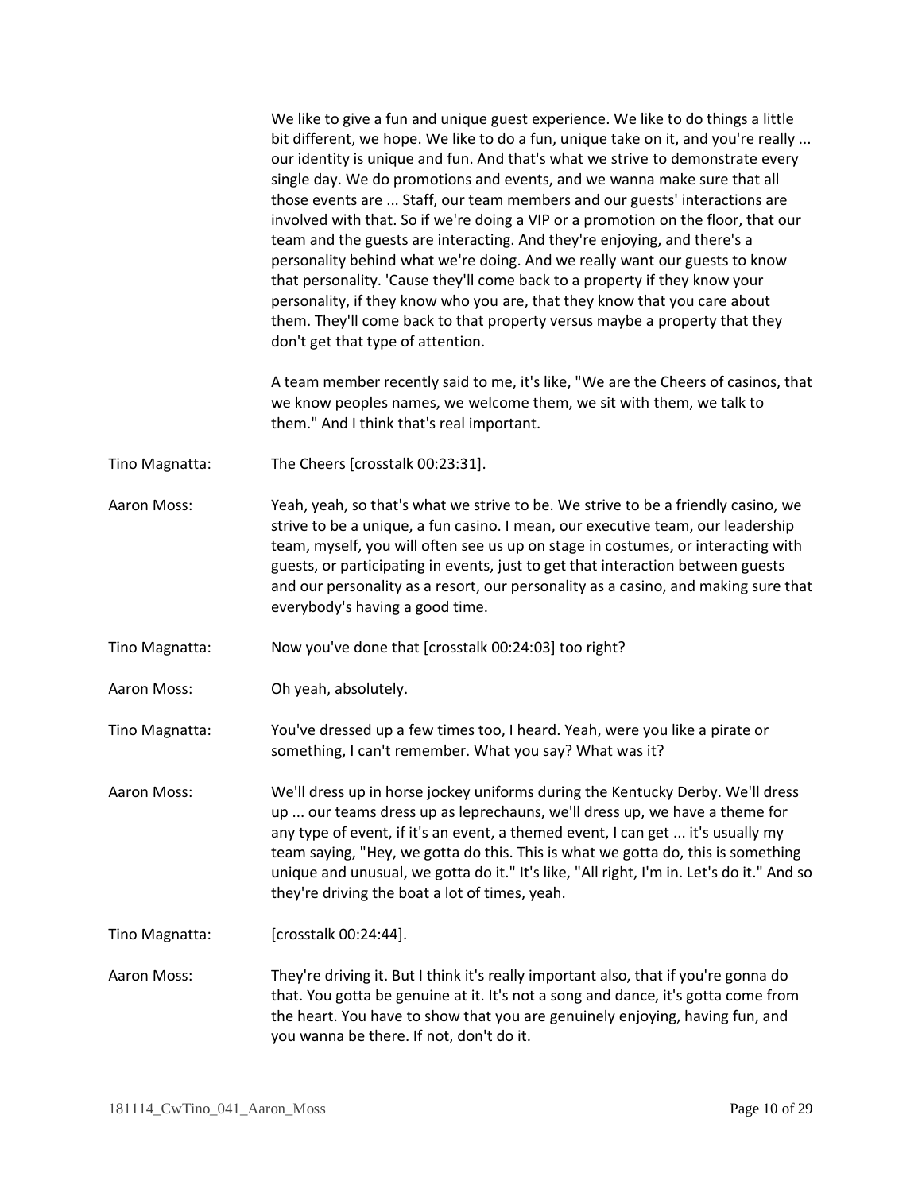We like to give a fun and unique guest experience. We like to do things a little bit different, we hope. We like to do a fun, unique take on it, and you're really ... our identity is unique and fun. And that's what we strive to demonstrate every single day. We do promotions and events, and we wanna make sure that all those events are ... Staff, our team members and our guests' interactions are involved with that. So if we're doing a VIP or a promotion on the floor, that our team and the guests are interacting. And they're enjoying, and there's a personality behind what we're doing. And we really want our guests to know that personality. 'Cause they'll come back to a property if they know your personality, if they know who you are, that they know that you care about them. They'll come back to that property versus maybe a property that they don't get that type of attention.

A team member recently said to me, it's like, "We are the Cheers of casinos, that we know peoples names, we welcome them, we sit with them, we talk to them." And I think that's real important.

Tino Magnatta: The Cheers [crosstalk 00:23:31].

Aaron Moss: Yeah, yeah, so that's what we strive to be. We strive to be a friendly casino, we strive to be a unique, a fun casino. I mean, our executive team, our leadership team, myself, you will often see us up on stage in costumes, or interacting with guests, or participating in events, just to get that interaction between guests and our personality as a resort, our personality as a casino, and making sure that everybody's having a good time.

Tino Magnatta: Now you've done that [crosstalk 00:24:03] too right?

Aaron Moss: Oh yeah, absolutely.

Tino Magnatta: You've dressed up a few times too, I heard. Yeah, were you like a pirate or something, I can't remember. What you say? What was it?

Aaron Moss: We'll dress up in horse jockey uniforms during the Kentucky Derby. We'll dress up ... our teams dress up as leprechauns, we'll dress up, we have a theme for any type of event, if it's an event, a themed event, I can get ... it's usually my team saying, "Hey, we gotta do this. This is what we gotta do, this is something unique and unusual, we gotta do it." It's like, "All right, I'm in. Let's do it." And so they're driving the boat a lot of times, yeah.

Tino Magnatta: [crosstalk 00:24:44].

Aaron Moss: They're driving it. But I think it's really important also, that if you're gonna do that. You gotta be genuine at it. It's not a song and dance, it's gotta come from the heart. You have to show that you are genuinely enjoying, having fun, and you wanna be there. If not, don't do it.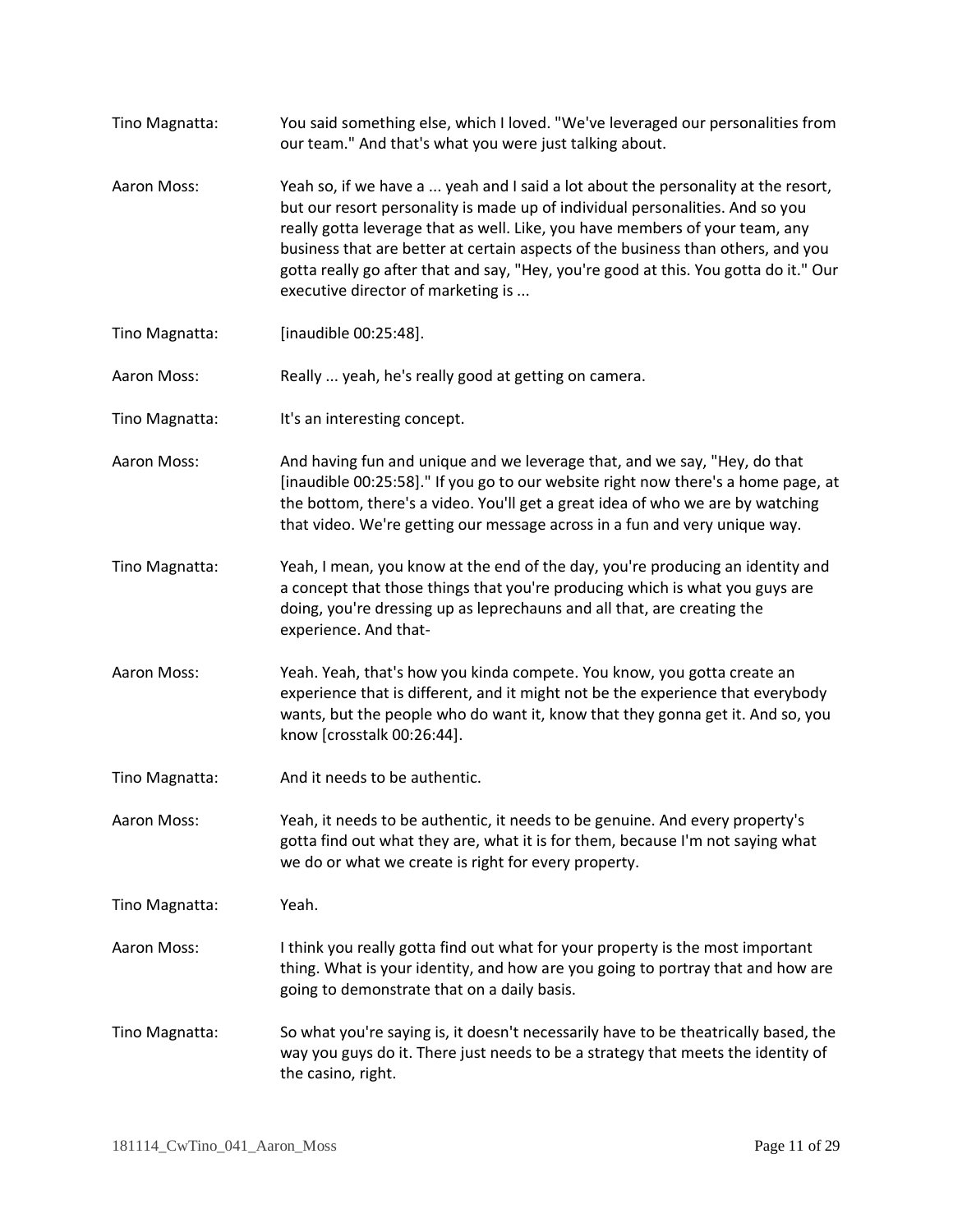Tino Magnatta: You said something else, which I loved. "We've leveraged our personalities from our team." And that's what you were just talking about.

Aaron Moss: Yeah so, if we have a ... yeah and I said a lot about the personality at the resort, but our resort personality is made up of individual personalities. And so you really gotta leverage that as well. Like, you have members of your team, any business that are better at certain aspects of the business than others, and you gotta really go after that and say, "Hey, you're good at this. You gotta do it." Our executive director of marketing is ...

Tino Magnatta: [inaudible 00:25:48].

Aaron Moss: Really ... yeah, he's really good at getting on camera.

Tino Magnatta: It's an interesting concept.

Aaron Moss: And having fun and unique and we leverage that, and we say, "Hey, do that [inaudible 00:25:58]." If you go to our website right now there's a home page, at the bottom, there's a video. You'll get a great idea of who we are by watching that video. We're getting our message across in a fun and very unique way.

Tino Magnatta: Yeah, I mean, you know at the end of the day, you're producing an identity and a concept that those things that you're producing which is what you guys are doing, you're dressing up as leprechauns and all that, are creating the experience. And that-

Aaron Moss: Yeah. Yeah, that's how you kinda compete. You know, you gotta create an experience that is different, and it might not be the experience that everybody wants, but the people who do want it, know that they gonna get it. And so, you know [crosstalk 00:26:44].

Tino Magnatta: And it needs to be authentic.

Aaron Moss: Yeah, it needs to be authentic, it needs to be genuine. And every property's gotta find out what they are, what it is for them, because I'm not saying what we do or what we create is right for every property.

Tino Magnatta: Yeah.

Aaron Moss: I think you really gotta find out what for your property is the most important thing. What is your identity, and how are you going to portray that and how are going to demonstrate that on a daily basis.

Tino Magnatta: So what you're saying is, it doesn't necessarily have to be theatrically based, the way you guys do it. There just needs to be a strategy that meets the identity of the casino, right.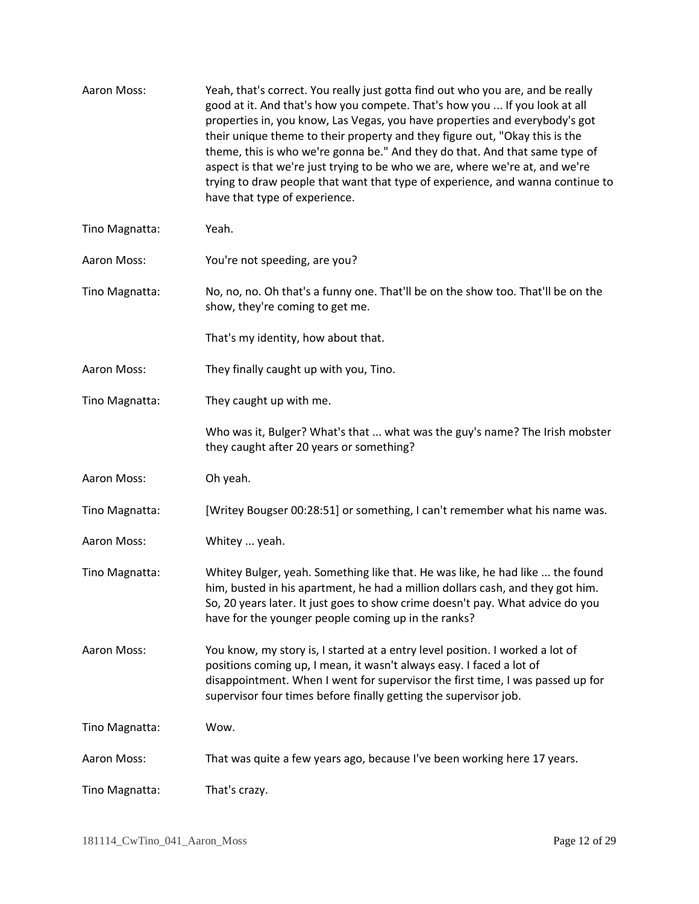Aaron Moss: Yeah, that's correct. You really just gotta find out who you are, and be really good at it. And that's how you compete. That's how you ... If you look at all properties in, you know, Las Vegas, you have properties and everybody's got their unique theme to their property and they figure out, "Okay this is the theme, this is who we're gonna be." And they do that. And that same type of aspect is that we're just trying to be who we are, where we're at, and we're trying to draw people that want that type of experience, and wanna continue to have that type of experience.

Tino Magnatta: Yeah.

Aaron Moss: You're not speeding, are you?

Tino Magnatta: No, no, no. Oh that's a funny one. That'll be on the show too. That'll be on the show, they're coming to get me.

That's my identity, how about that.

Aaron Moss: They finally caught up with you, Tino.

Tino Magnatta: They caught up with me.

Who was it, Bulger? What's that ... what was the guy's name? The Irish mobster they caught after 20 years or something?

Aaron Moss: Oh yeah.

Tino Magnatta: [Writey Bougser 00:28:51] or something, I can't remember what his name was.

Aaron Moss: Whitey ... yeah.

Tino Magnatta: Whitey Bulger, yeah. Something like that. He was like, he had like ... the found him, busted in his apartment, he had a million dollars cash, and they got him. So, 20 years later. It just goes to show crime doesn't pay. What advice do you have for the younger people coming up in the ranks?

Aaron Moss: You know, my story is, I started at a entry level position. I worked a lot of positions coming up, I mean, it wasn't always easy. I faced a lot of disappointment. When I went for supervisor the first time, I was passed up for supervisor four times before finally getting the supervisor job.

Tino Magnatta: Wow.

Aaron Moss: That was quite a few years ago, because I've been working here 17 years.

Tino Magnatta: That's crazy.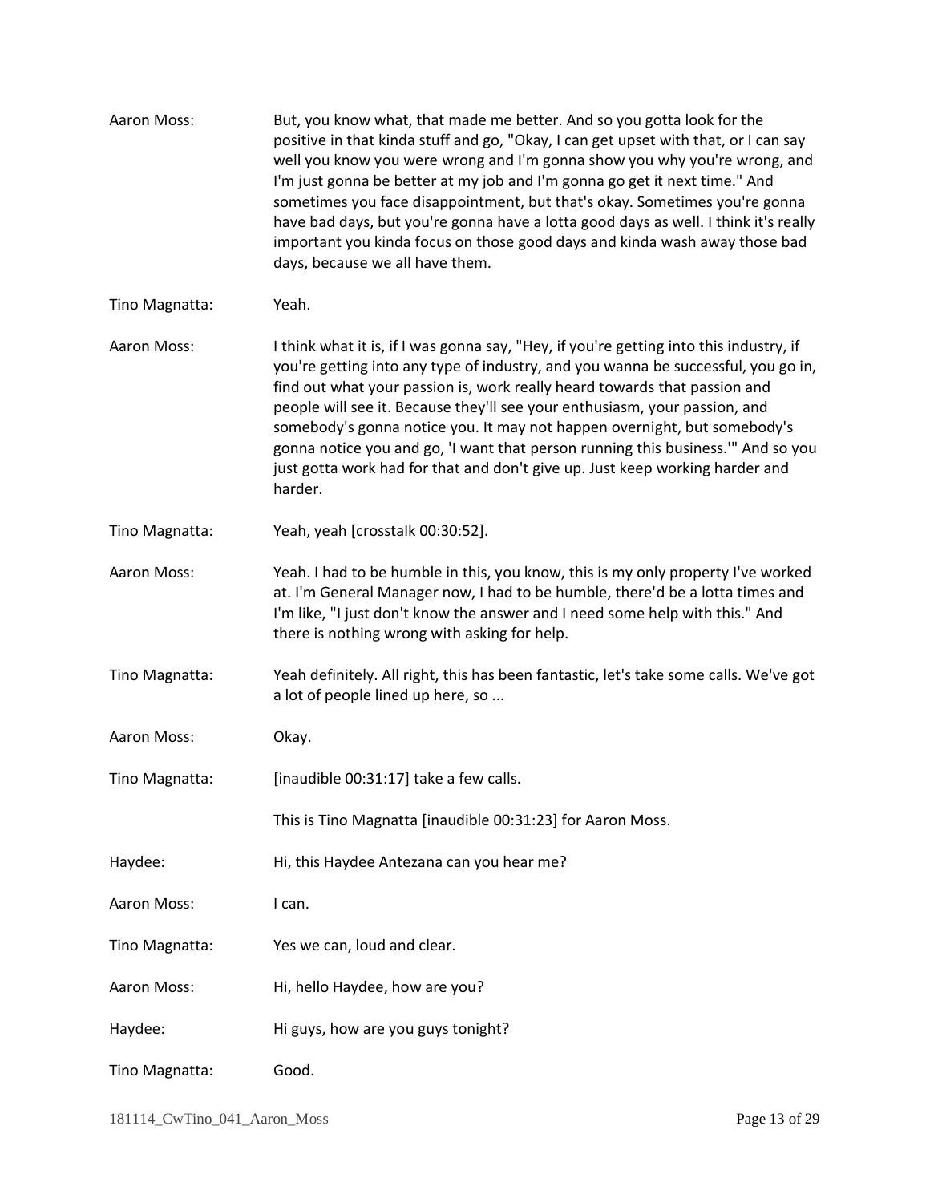Aaron Moss: But, you know what, that made me better. And so you gotta look for the positive in that kinda stuff and go, "Okay, I can get upset with that, or I can say well you know you were wrong and I'm gonna show you why you're wrong, and I'm just gonna be better at my job and I'm gonna go get it next time." And sometimes you face disappointment, but that's okay. Sometimes you're gonna have bad days, but you're gonna have a lotta good days as well. I think it's really important you kinda focus on those good days and kinda wash away those bad days, because we all have them.

Tino Magnatta: Yeah.

Aaron Moss: I think what it is, if I was gonna say, "Hey, if you're getting into this industry, if you're getting into any type of industry, and you wanna be successful, you go in, find out what your passion is, work really heard towards that passion and people will see it. Because they'll see your enthusiasm, your passion, and somebody's gonna notice you. It may not happen overnight, but somebody's gonna notice you and go, 'I want that person running this business.'" And so you just gotta work had for that and don't give up. Just keep working harder and harder.

Tino Magnatta: Yeah, yeah [crosstalk 00:30:52].

Aaron Moss: Yeah. I had to be humble in this, you know, this is my only property I've worked at. I'm General Manager now, I had to be humble, there'd be a lotta times and I'm like, "I just don't know the answer and I need some help with this." And there is nothing wrong with asking for help.

Tino Magnatta: Yeah definitely. All right, this has been fantastic, let's take some calls. We've got a lot of people lined up here, so ...

Aaron Moss: Okay.

Tino Magnatta: [inaudible 00:31:17] take a few calls.

This is Tino Magnatta [inaudible 00:31:23] for Aaron Moss.

Haydee: Hi, this Haydee Antezana can you hear me?

Aaron Moss: I can.

Tino Magnatta: Yes we can, loud and clear.

Aaron Moss: Hi, hello Haydee, how are you?

Haydee: Hi guys, how are you guys tonight?

Tino Magnatta: Good.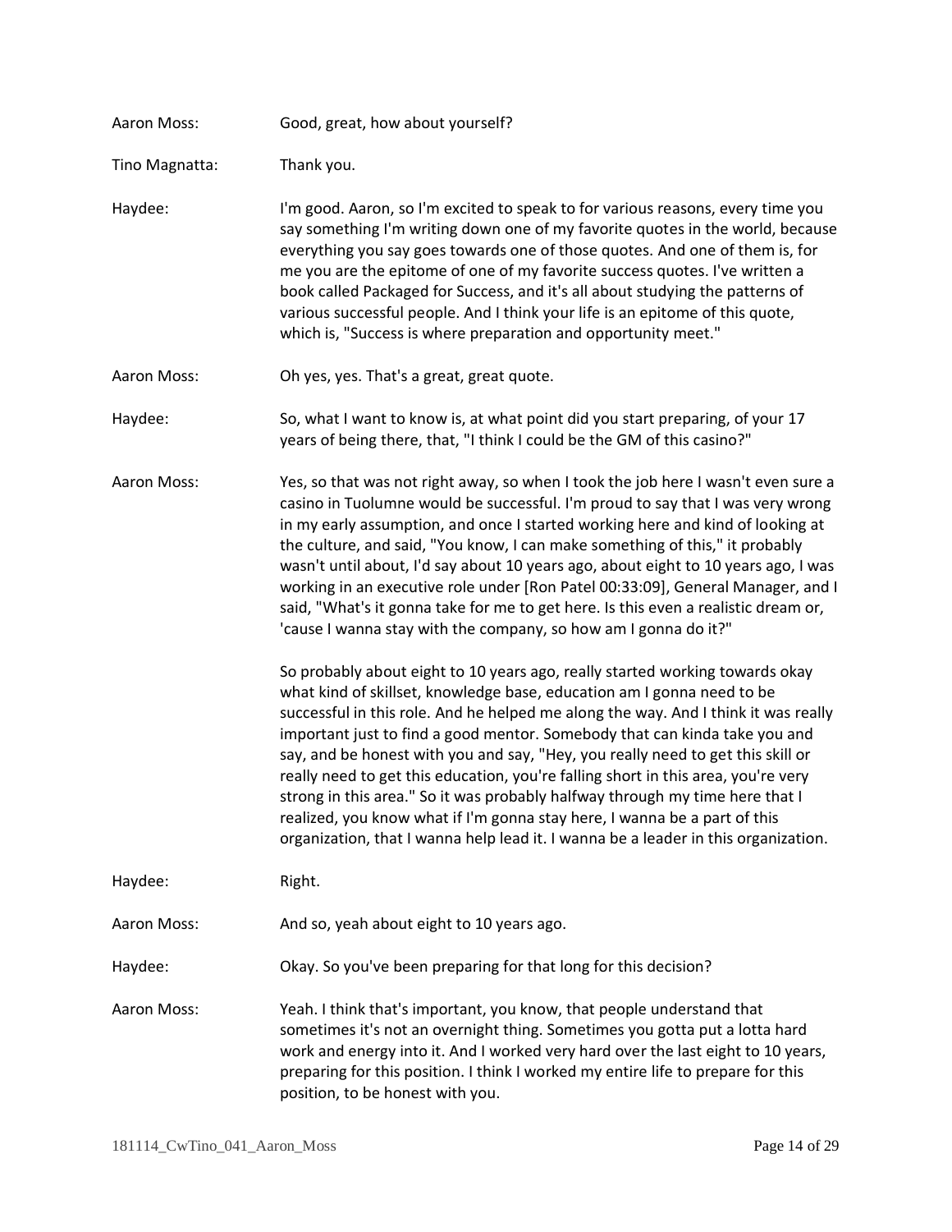Aaron Moss: Good, great, how about yourself?

Tino Magnatta: Thank you.

Haydee: I'm good. Aaron, so I'm excited to speak to for various reasons, every time you say something I'm writing down one of my favorite quotes in the world, because everything you say goes towards one of those quotes. And one of them is, for me you are the epitome of one of my favorite success quotes. I've written a book called Packaged for Success, and it's all about studying the patterns of various successful people. And I think your life is an epitome of this quote, which is, "Success is where preparation and opportunity meet."

Aaron Moss: Oh yes, yes. That's a great, great quote.

Haydee: So, what I want to know is, at what point did you start preparing, of your 17 years of being there, that, "I think I could be the GM of this casino?"

Aaron Moss: Yes, so that was not right away, so when I took the job here I wasn't even sure a casino in Tuolumne would be successful. I'm proud to say that I was very wrong in my early assumption, and once I started working here and kind of looking at the culture, and said, "You know, I can make something of this," it probably wasn't until about, I'd say about 10 years ago, about eight to 10 years ago, I was working in an executive role under [Ron Patel 00:33:09], General Manager, and I said, "What's it gonna take for me to get here. Is this even a realistic dream or, 'cause I wanna stay with the company, so how am I gonna do it?"

So probably about eight to 10 years ago, really started working towards okay what kind of skillset, knowledge base, education am I gonna need to be successful in this role. And he helped me along the way. And I think it was really important just to find a good mentor. Somebody that can kinda take you and say, and be honest with you and say, "Hey, you really need to get this skill or really need to get this education, you're falling short in this area, you're very strong in this area." So it was probably halfway through my time here that I realized, you know what if I'm gonna stay here, I wanna be a part of this organization, that I wanna help lead it. I wanna be a leader in this organization.

Haydee: Right.

Aaron Moss: And so, yeah about eight to 10 years ago.

Haydee: Okay. So you've been preparing for that long for this decision?

Aaron Moss: Yeah. I think that's important, you know, that people understand that sometimes it's not an overnight thing. Sometimes you gotta put a lotta hard work and energy into it. And I worked very hard over the last eight to 10 years, preparing for this position. I think I worked my entire life to prepare for this position, to be honest with you.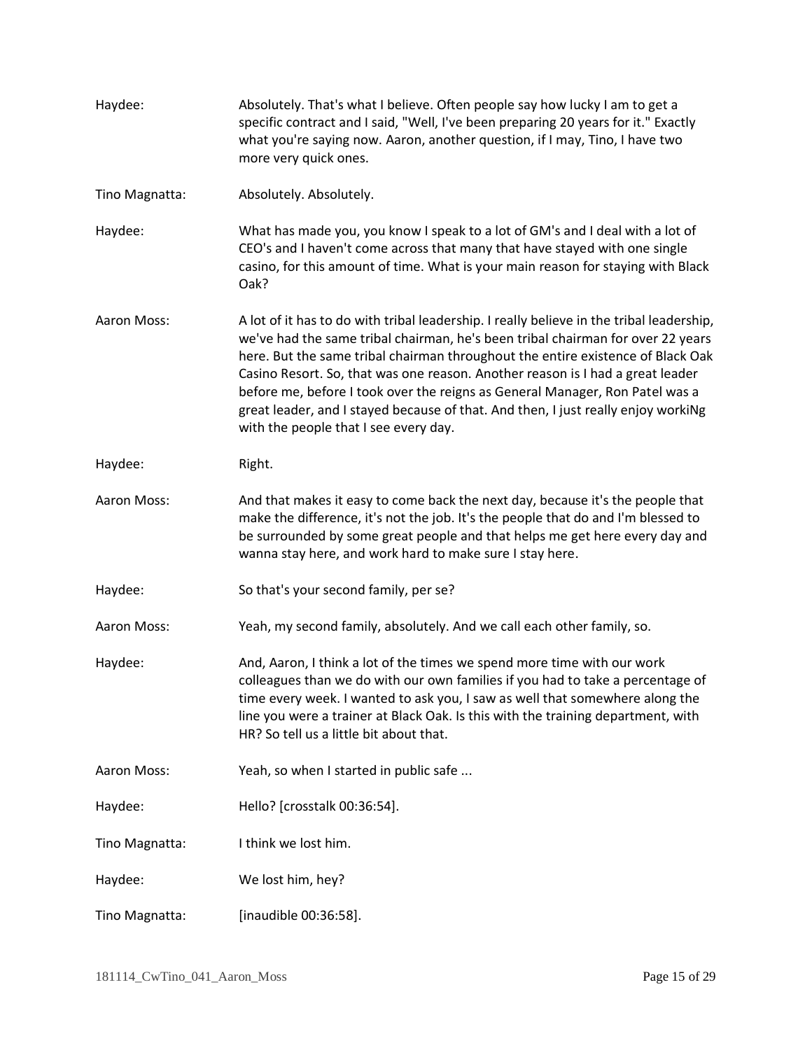Haydee: Absolutely. That's what I believe. Often people say how lucky I am to get a specific contract and I said, "Well, I've been preparing 20 years for it." Exactly what you're saying now. Aaron, another question, if I may, Tino, I have two more very quick ones.

Tino Magnatta: Absolutely. Absolutely.

Haydee: What has made you, you know I speak to a lot of GM's and I deal with a lot of CEO's and I haven't come across that many that have stayed with one single casino, for this amount of time. What is your main reason for staying with Black Oak?

Aaron Moss: A lot of it has to do with tribal leadership. I really believe in the tribal leadership, we've had the same tribal chairman, he's been tribal chairman for over 22 years here. But the same tribal chairman throughout the entire existence of Black Oak Casino Resort. So, that was one reason. Another reason is I had a great leader before me, before I took over the reigns as General Manager, Ron Patel was a great leader, and I stayed because of that. And then, I just really enjoy workiNg with the people that I see every day.

Haydee: Right.

Aaron Moss: And that makes it easy to come back the next day, because it's the people that make the difference, it's not the job. It's the people that do and I'm blessed to be surrounded by some great people and that helps me get here every day and wanna stay here, and work hard to make sure I stay here.

Haydee: So that's your second family, per se?

Aaron Moss: Yeah, my second family, absolutely. And we call each other family, so.

Haydee: And, Aaron, I think a lot of the times we spend more time with our work colleagues than we do with our own families if you had to take a percentage of time every week. I wanted to ask you, I saw as well that somewhere along the line you were a trainer at Black Oak. Is this with the training department, with HR? So tell us a little bit about that.

Aaron Moss: Yeah, so when I started in public safe ...

Haydee: Hello? [crosstalk 00:36:54].

Tino Magnatta: I think we lost him.

Haydee: We lost him, hey?

Tino Magnatta: [inaudible 00:36:58].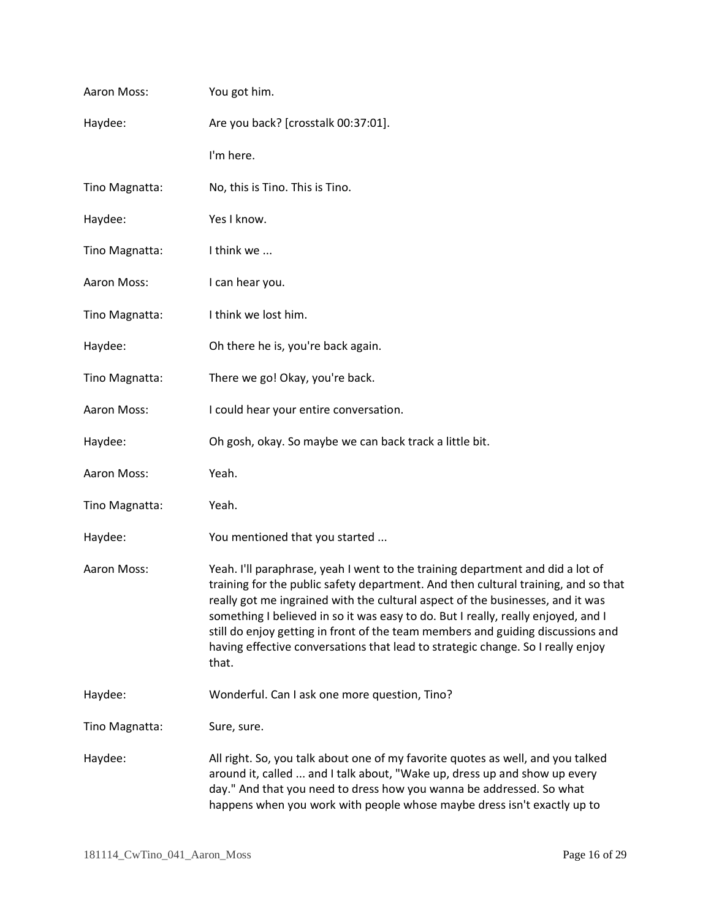Aaron Moss: You got him.

Haydee: Are you back? [crosstalk 00:37:01].

I'm here.

Tino Magnatta: No, this is Tino. This is Tino.

Haydee: Yes I know.

Tino Magnatta: I think we ...

Aaron Moss: I can hear you.

Tino Magnatta: I think we lost him.

Haydee: Oh there he is, you're back again.

Tino Magnatta: There we go! Okay, you're back.

Aaron Moss: I could hear your entire conversation.

Haydee: Oh gosh, okay. So maybe we can back track a little bit.

Aaron Moss: Yeah.

Tino Magnatta: Yeah.

Haydee: You mentioned that you started ...

Aaron Moss: Yeah. I'll paraphrase, yeah I went to the training department and did a lot of training for the public safety department. And then cultural training, and so that really got me ingrained with the cultural aspect of the businesses, and it was something I believed in so it was easy to do. But I really, really enjoyed, and I still do enjoy getting in front of the team members and guiding discussions and having effective conversations that lead to strategic change. So I really enjoy that.

Haydee: Wonderful. Can I ask one more question, Tino?

Tino Magnatta: Sure, sure.

Haydee: All right. So, you talk about one of my favorite quotes as well, and you talked around it, called ... and I talk about, "Wake up, dress up and show up every day." And that you need to dress how you wanna be addressed. So what happens when you work with people whose maybe dress isn't exactly up to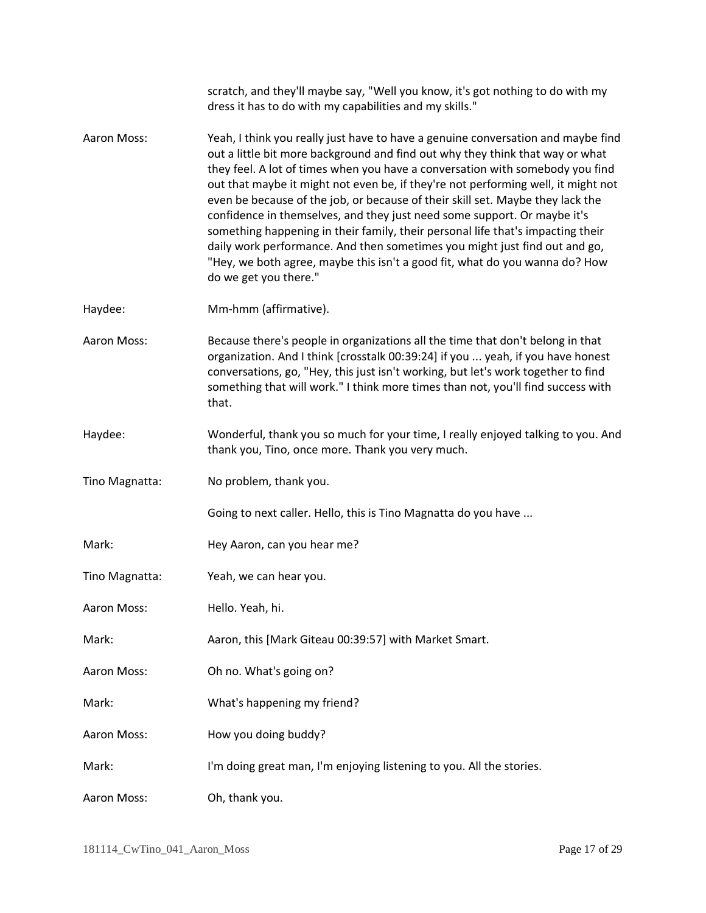scratch, and they'll maybe say, "Well you know, it's got nothing to do with my dress it has to do with my capabilities and my skills."

**Aaron Moss:** Yeah, I think you really just have to have a genuine conversation and maybe find out a little bit more background and find out why they think that way or what they feel. A lot of times when you have a conversation with somebody you find out that maybe it might not even be, if they're not performing well, it might not even be because of the job, or because of their skill set. Maybe they lack the confidence in themselves, and they just need some support. Or maybe it's something happening in their family, their personal life that's impacting their daily work performance. And then sometimes you might just find out and go, "Hey, we both agree, maybe this isn't a good fit, what do you wanna do? How do we get you there."

**Haydee:** Mm-hmm (affirmative).

**Aaron Moss:** Because there's people in organizations all the time that don't belong in that organization. And I think [crosstalk 00:39:24] if you ... yeah, if you have honest conversations, go, "Hey, this just isn't working, but let's work together to find something that will work." I think more times than not, you'll find success with that.

**Haydee:** Wonderful, thank you so much for your time, I really enjoyed talking to you. And thank you, Tino, once more. Thank you very much.

**Tino Magnatta:** No problem, thank you.

Going to next caller. Hello, this is Tino Magnatta do you have ...

**Mark:** Hey Aaron, can you hear me?

**Tino Magnatta:** Yeah, we can hear you.

**Aaron Moss:** Hello. Yeah, hi.

**Mark:** Aaron, this [Mark Giteau 00:39:57] with Market Smart.

**Aaron Moss:** Oh no. What's going on?

**Mark:** What's happening my friend?

**Aaron Moss:** How you doing buddy?

**Mark:** I'm doing great man, I'm enjoying listening to you. All the stories.

**Aaron Moss:** Oh, thank you.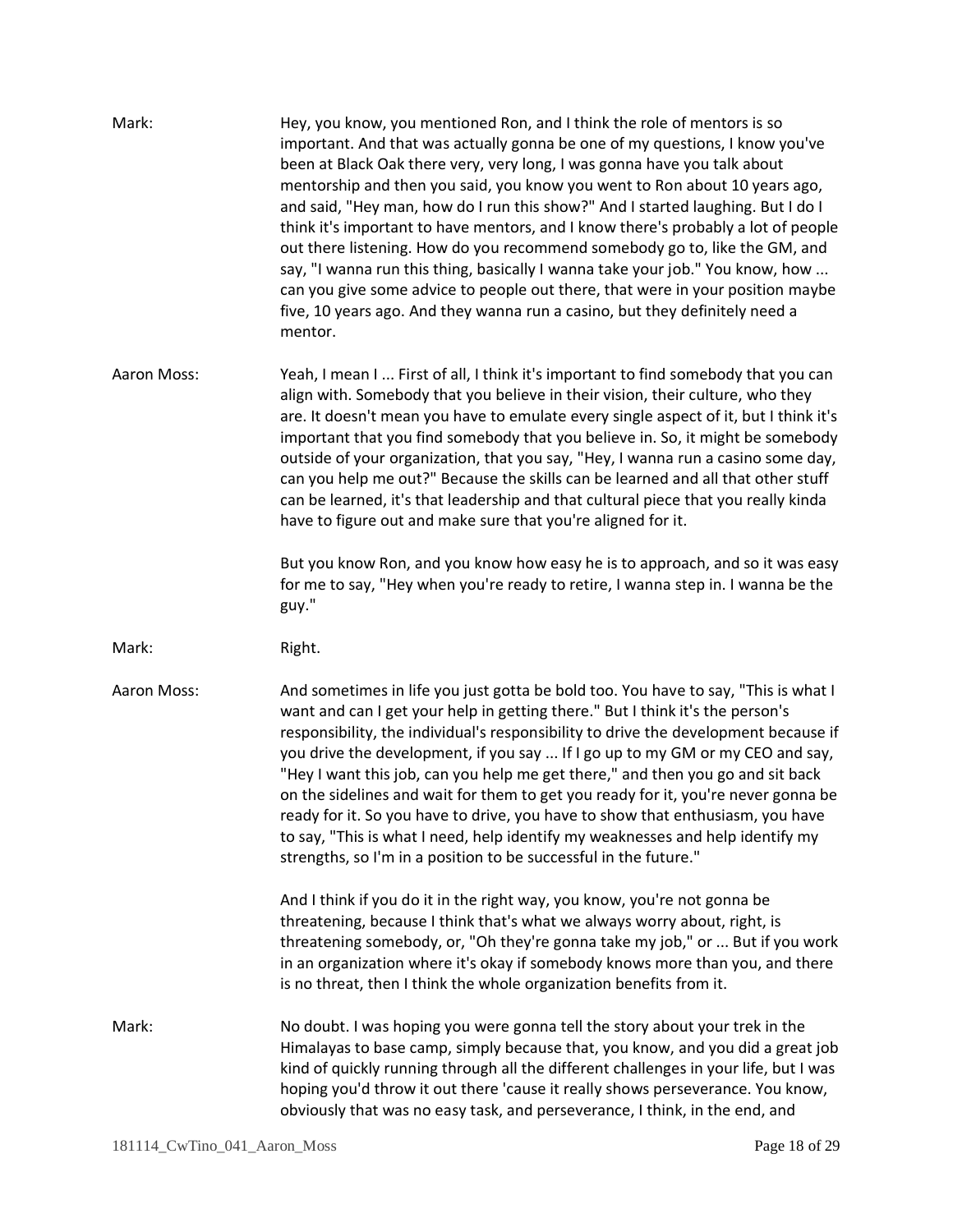Mark: Hey, you know, you mentioned Ron, and I think the role of mentors is so important. And that was actually gonna be one of my questions, I know you've been at Black Oak there very, very long, I was gonna have you talk about mentorship and then you said, you know you went to Ron about 10 years ago, and said, "Hey man, how do I run this show?" And I started laughing. But I do I think it's important to have mentors, and I know there's probably a lot of people out there listening. How do you recommend somebody go to, like the GM, and say, "I wanna run this thing, basically I wanna take your job." You know, how ... can you give some advice to people out there, that were in your position maybe five, 10 years ago. And they wanna run a casino, but they definitely need a mentor.

Aaron Moss: Yeah, I mean I ... First of all, I think it's important to find somebody that you can align with. Somebody that you believe in their vision, their culture, who they are. It doesn't mean you have to emulate every single aspect of it, but I think it's important that you find somebody that you believe in. So, it might be somebody outside of your organization, that you say, "Hey, I wanna run a casino some day, can you help me out?" Because the skills can be learned and all that other stuff can be learned, it's that leadership and that cultural piece that you really kinda have to figure out and make sure that you're aligned for it.

But you know Ron, and you know how easy he is to approach, and so it was easy for me to say, "Hey when you're ready to retire, I wanna step in. I wanna be the guy."

Mark: Right.

Aaron Moss: And sometimes in life you just gotta be bold too. You have to say, "This is what I want and can I get your help in getting there." But I think it's the person's responsibility, the individual's responsibility to drive the development because if you drive the development, if you say ... If I go up to my GM or my CEO and say, "Hey I want this job, can you help me get there," and then you go and sit back on the sidelines and wait for them to get you ready for it, you're never gonna be ready for it. So you have to drive, you have to show that enthusiasm, you have to say, "This is what I need, help identify my weaknesses and help identify my strengths, so I'm in a position to be successful in the future."

And I think if you do it in the right way, you know, you're not gonna be threatening, because I think that's what we always worry about, right, is threatening somebody, or, "Oh they're gonna take my job," or ... But if you work in an organization where it's okay if somebody knows more than you, and there is no threat, then I think the whole organization benefits from it.

Mark: No doubt. I was hoping you were gonna tell the story about your trek in the Himalayas to base camp, simply because that, you know, and you did a great job kind of quickly running through all the different challenges in your life, but I was hoping you'd throw it out there 'cause it really shows perseverance. You know, obviously that was no easy task, and perseverance, I think, in the end, and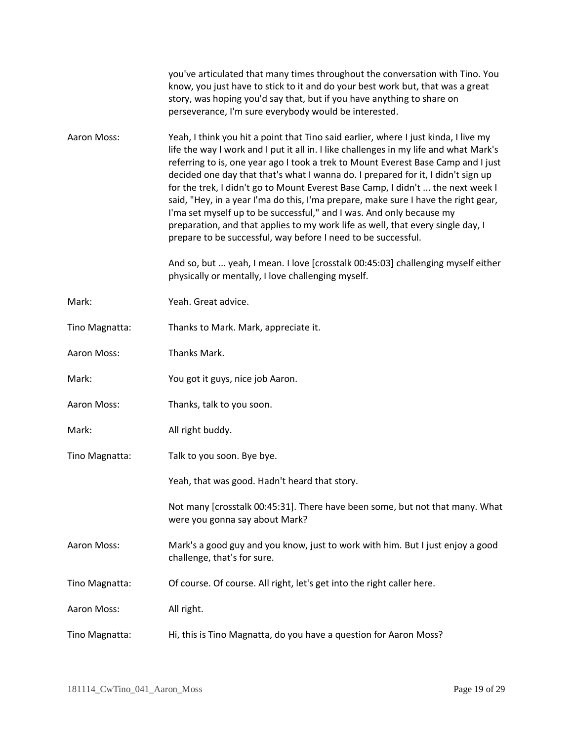you've articulated that many times throughout the conversation with Tino. You know, you just have to stick to it and do your best work but, that was a great story, was hoping you'd say that, but if you have anything to share on perseverance, I'm sure everybody would be interested.

**Aaron Moss:** Yeah, I think you hit a point that Tino said earlier, where I just kinda, I live my life the way I work and I put it all in. I like challenges in my life and what Mark's referring to is, one year ago I took a trek to Mount Everest Base Camp and I just decided one day that that's what I wanna do. I prepared for it, I didn't sign up for the trek, I didn't go to Mount Everest Base Camp, I didn't ... the next week I said, "Hey, in a year I'ma do this, I'ma prepare, make sure I have the right gear, I'ma set myself up to be successful," and I was. And only because my preparation, and that applies to my work life as well, that every single day, I prepare to be successful, way before I need to be successful.

And so, but ... yeah, I mean. I love [crosstalk 00:45:03] challenging myself either physically or mentally, I love challenging myself.

**Mark:** Yeah. Great advice.

**Tino Magnatta:** Thanks to Mark. Mark, appreciate it.

**Aaron Moss:** Thanks Mark.

**Mark:** You got it guys, nice job Aaron.

**Aaron Moss:** Thanks, talk to you soon.

**Mark:** All right buddy.

**Tino Magnatta:** Talk to you soon. Bye bye.

Yeah, that was good. Hadn't heard that story.

Not many [crosstalk 00:45:31]. There have been some, but not that many. What were you gonna say about Mark?

**Aaron Moss:** Mark's a good guy and you know, just to work with him. But I just enjoy a good challenge, that's for sure.

**Tino Magnatta:** Of course. Of course. All right, let's get into the right caller here.

**Aaron Moss:** All right.

**Tino Magnatta:** Hi, this is Tino Magnatta, do you have a question for Aaron Moss?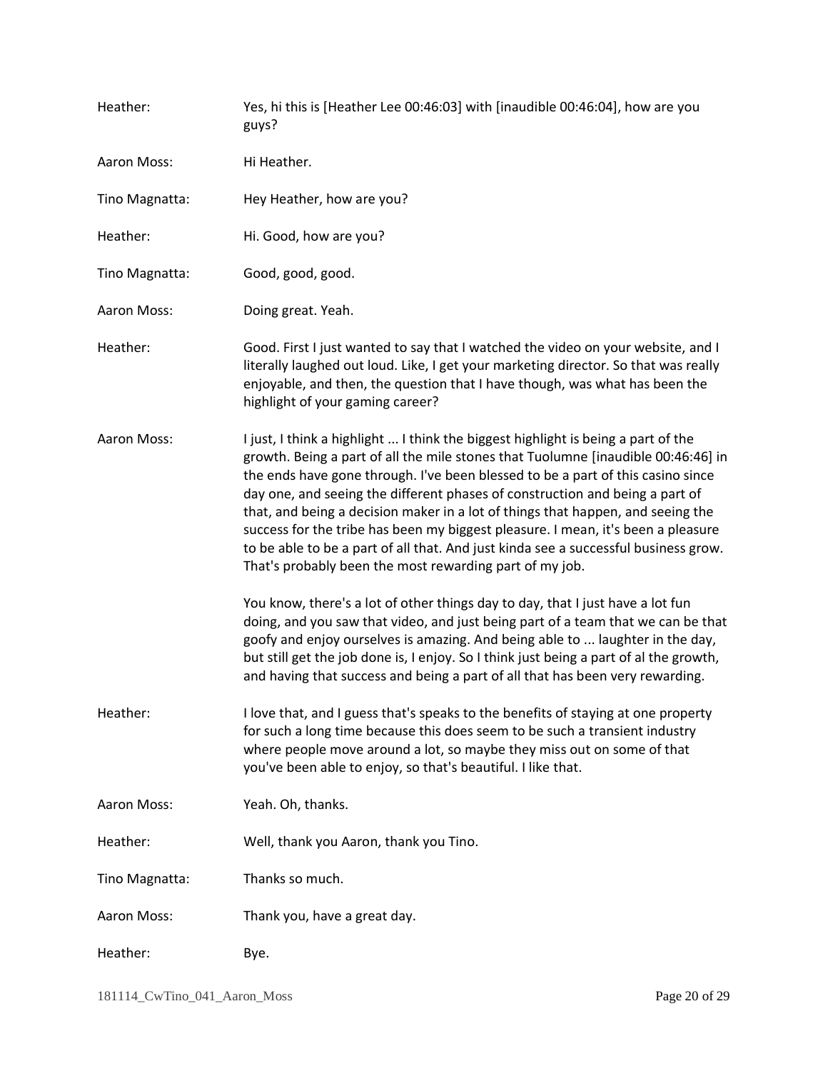Heather: Yes, hi this is [Heather Lee 00:46:03] with [inaudible 00:46:04], how are you guys?

Aaron Moss: Hi Heather.

Tino Magnatta: Hey Heather, how are you?

Heather: Hi. Good, how are you?

Tino Magnatta: Good, good, good.

Aaron Moss: Doing great. Yeah.

Heather: Good. First I just wanted to say that I watched the video on your website, and I literally laughed out loud. Like, I get your marketing director. So that was really enjoyable, and then, the question that I have though, was what has been the highlight of your gaming career?

Aaron Moss: I just, I think a highlight ... I think the biggest highlight is being a part of the growth. Being a part of all the mile stones that Tuolumne [inaudible 00:46:46] in the ends have gone through. I've been blessed to be a part of this casino since day one, and seeing the different phases of construction and being a part of that, and being a decision maker in a lot of things that happen, and seeing the success for the tribe has been my biggest pleasure. I mean, it's been a pleasure to be able to be a part of all that. And just kinda see a successful business grow. That's probably been the most rewarding part of my job.

You know, there's a lot of other things day to day, that I just have a lot fun doing, and you saw that video, and just being part of a team that we can be that goofy and enjoy ourselves is amazing. And being able to ... laughter in the day, but still get the job done is, I enjoy. So I think just being a part of al the growth, and having that success and being a part of all that has been very rewarding.

Heather: I love that, and I guess that's speaks to the benefits of staying at one property for such a long time because this does seem to be such a transient industry where people move around a lot, so maybe they miss out on some of that you've been able to enjoy, so that's beautiful. I like that.

Aaron Moss: Yeah. Oh, thanks.

Heather: Well, thank you Aaron, thank you Tino.

Tino Magnatta: Thanks so much.

Aaron Moss: Thank you, have a great day.

Heather: Bye.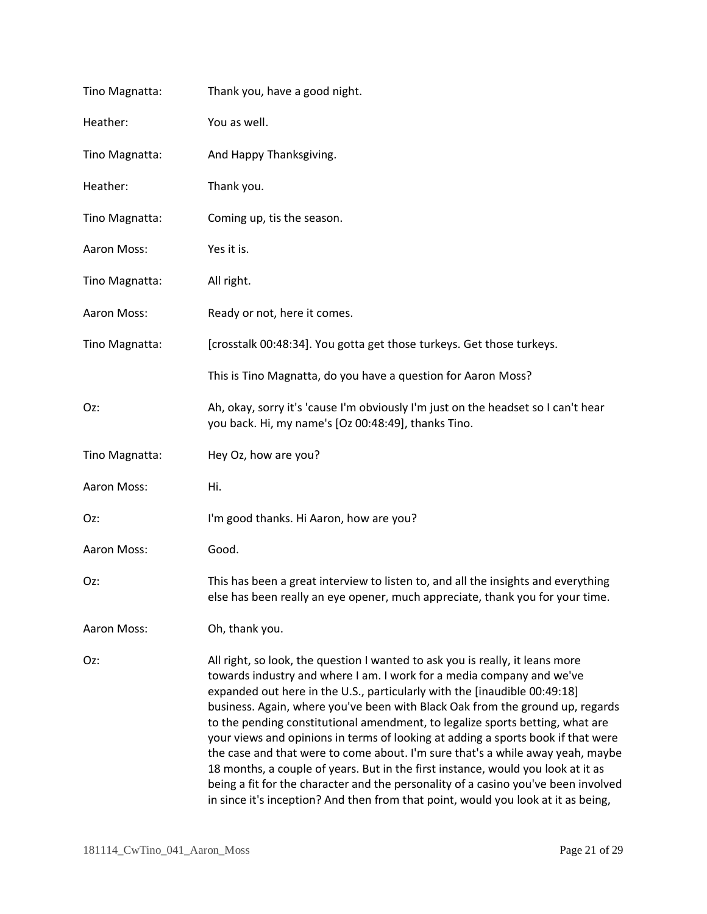Tino Magnatta: Thank you, have a good night.

Heather: You as well.

Tino Magnatta: And Happy Thanksgiving.

Heather: Thank you.

Tino Magnatta: Coming up, tis the season.

Aaron Moss: Yes it is.

Tino Magnatta: All right.

Aaron Moss: Ready or not, here it comes.

Tino Magnatta: [crosstalk 00:48:34]. You gotta get those turkeys. Get those turkeys.

This is Tino Magnatta, do you have a question for Aaron Moss?

Oz: Ah, okay, sorry it's 'cause I'm obviously I'm just on the headset so I can't hear you back. Hi, my name's [Oz 00:48:49], thanks Tino.

Tino Magnatta: Hey Oz, how are you?

Aaron Moss: Hi.

Oz: I'm good thanks. Hi Aaron, how are you?

Aaron Moss: Good.

Oz: This has been a great interview to listen to, and all the insights and everything else has been really an eye opener, much appreciate, thank you for your time.

Aaron Moss: Oh, thank you.

Oz: All right, so look, the question I wanted to ask you is really, it leans more towards industry and where I am. I work for a media company and we've expanded out here in the U.S., particularly with the [inaudible 00:49:18] business. Again, where you've been with Black Oak from the ground up, regards to the pending constitutional amendment, to legalize sports betting, what are your views and opinions in terms of looking at adding a sports book if that were the case and that were to come about. I'm sure that's a while away yeah, maybe 18 months, a couple of years. But in the first instance, would you look at it as being a fit for the character and the personality of a casino you've been involved in since it's inception? And then from that point, would you look at it as being,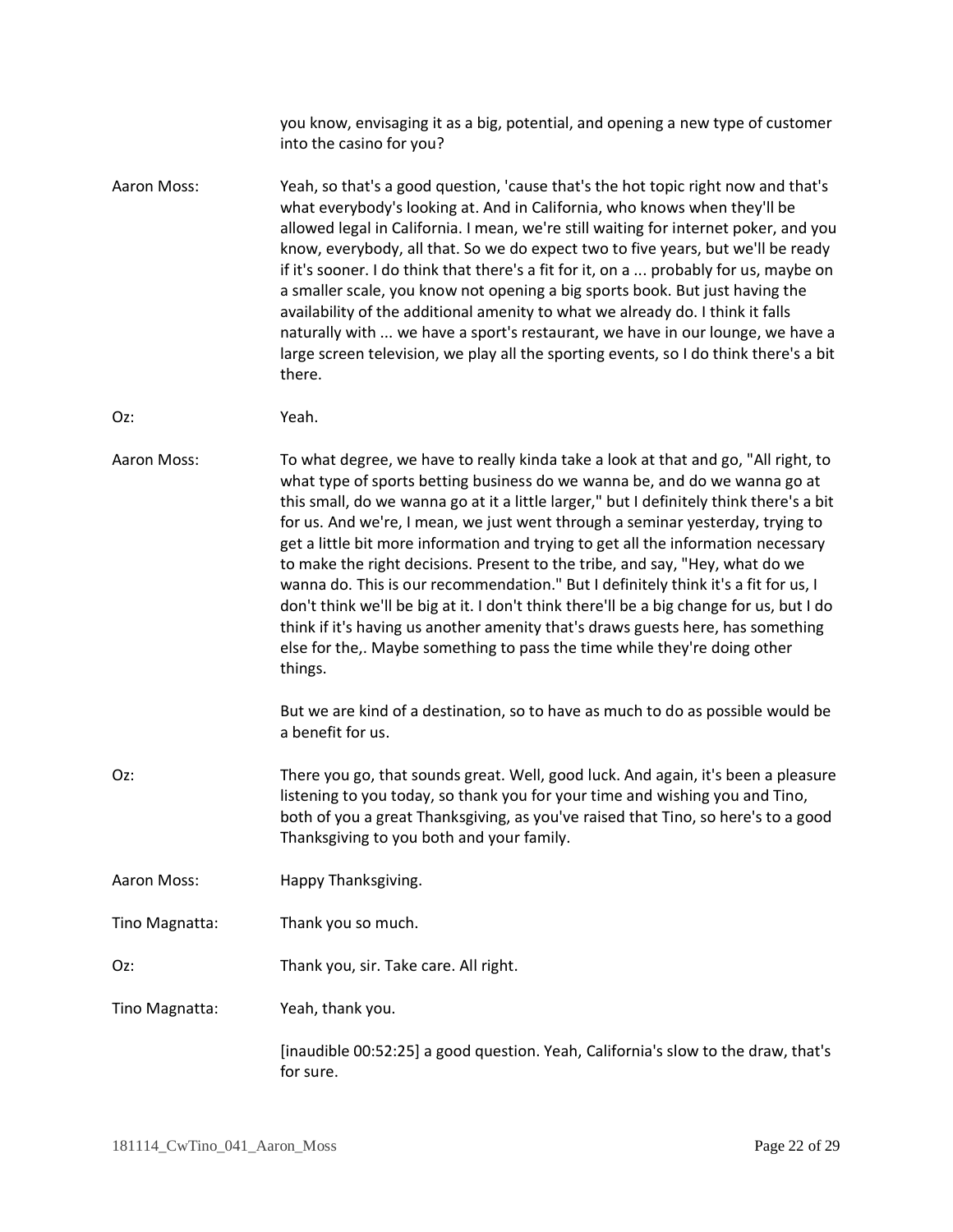you know, envisaging it as a big, potential, and opening a new type of customer into the casino for you?

**Aaron Moss:** Yeah, so that's a good question, 'cause that's the hot topic right now and that's what everybody's looking at. And in California, who knows when they'll be allowed legal in California. I mean, we're still waiting for internet poker, and you know, everybody, all that. So we do expect two to five years, but we'll be ready if it's sooner. I do think that there's a fit for it, on a ... probably for us, maybe on a smaller scale, you know not opening a big sports book. But just having the availability of the additional amenity to what we already do. I think it falls naturally with ... we have a sport's restaurant, we have in our lounge, we have a large screen television, we play all the sporting events, so I do think there's a bit there.

**Oz:** Yeah.

**Aaron Moss:** To what degree, we have to really kinda take a look at that and go, "All right, to what type of sports betting business do we wanna be, and do we wanna go at this small, do we wanna go at it a little larger," but I definitely think there's a bit for us. And we're, I mean, we just went through a seminar yesterday, trying to get a little bit more information and trying to get all the information necessary to make the right decisions. Present to the tribe, and say, "Hey, what do we wanna do. This is our recommendation." But I definitely think it's a fit for us, I don't think we'll be big at it. I don't think there'll be a big change for us, but I do think if it's having us another amenity that's draws guests here, has something else for the,. Maybe something to pass the time while they're doing other things.

But we are kind of a destination, so to have as much to do as possible would be a benefit for us.

**Oz:** There you go, that sounds great. Well, good luck. And again, it's been a pleasure listening to you today, so thank you for your time and wishing you and Tino, both of you a great Thanksgiving, as you've raised that Tino, so here's to a good Thanksgiving to you both and your family.

**Aaron Moss:** Happy Thanksgiving.

**Tino Magnatta:** Thank you so much.

**Oz:** Thank you, sir. Take care. All right.

**Tino Magnatta:** Yeah, thank you.

[inaudible 00:52:25] a good question. Yeah, California's slow to the draw, that's for sure.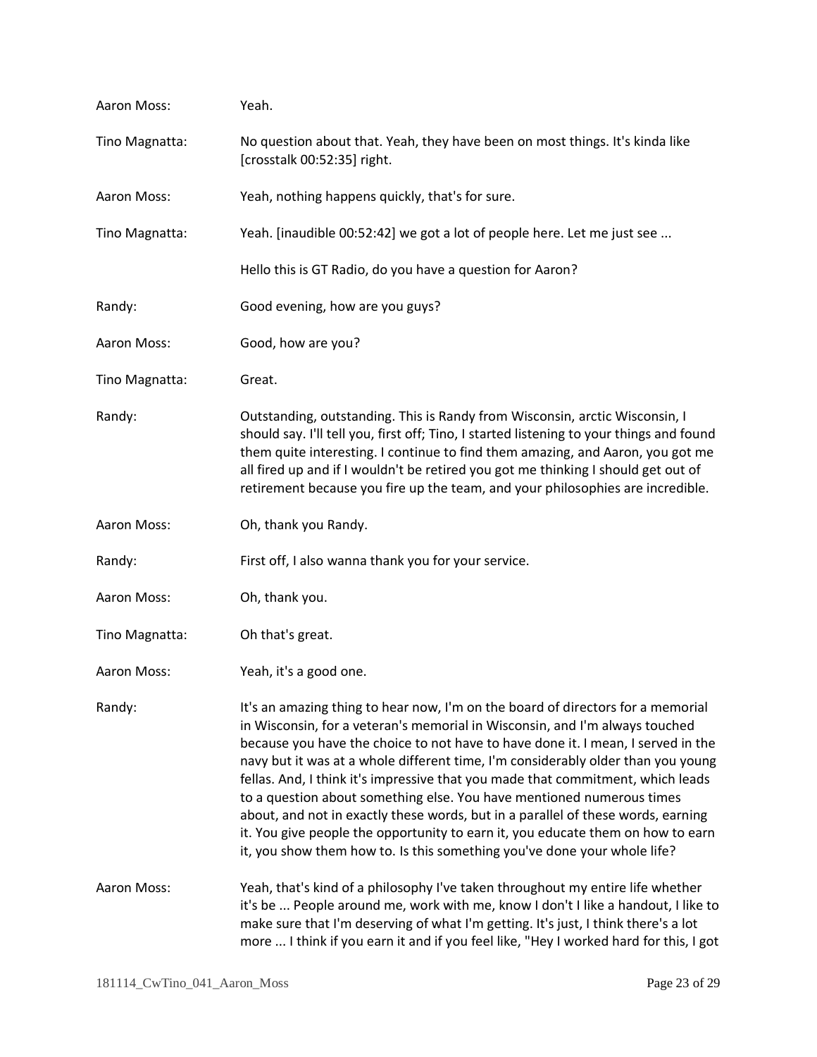Aaron Moss: Yeah.

Tino Magnatta: No question about that. Yeah, they have been on most things. It's kinda like [crosstalk 00:52:35] right.

Aaron Moss: Yeah, nothing happens quickly, that's for sure.

Tino Magnatta: Yeah. [inaudible 00:52:42] we got a lot of people here. Let me just see ...

Hello this is GT Radio, do you have a question for Aaron?

Randy: Good evening, how are you guys?

Aaron Moss: Good, how are you?

Tino Magnatta: Great.

Randy: Outstanding, outstanding. This is Randy from Wisconsin, arctic Wisconsin, I should say. I'll tell you, first off; Tino, I started listening to your things and found them quite interesting. I continue to find them amazing, and Aaron, you got me all fired up and if I wouldn't be retired you got me thinking I should get out of retirement because you fire up the team, and your philosophies are incredible.

Aaron Moss: Oh, thank you Randy.

Randy: First off, I also wanna thank you for your service.

Aaron Moss: Oh, thank you.

Tino Magnatta: Oh that's great.

Aaron Moss: Yeah, it's a good one.

Randy: It's an amazing thing to hear now, I'm on the board of directors for a memorial in Wisconsin, for a veteran's memorial in Wisconsin, and I'm always touched because you have the choice to not have to have done it. I mean, I served in the navy but it was at a whole different time, I'm considerably older than you young fellas. And, I think it's impressive that you made that commitment, which leads to a question about something else. You have mentioned numerous times about, and not in exactly these words, but in a parallel of these words, earning it. You give people the opportunity to earn it, you educate them on how to earn it, you show them how to. Is this something you've done your whole life?

Aaron Moss: Yeah, that's kind of a philosophy I've taken throughout my entire life whether it's be ... People around me, work with me, know I don't I like a handout, I like to make sure that I'm deserving of what I'm getting. It's just, I think there's a lot more ... I think if you earn it and if you feel like, "Hey I worked hard for this, I got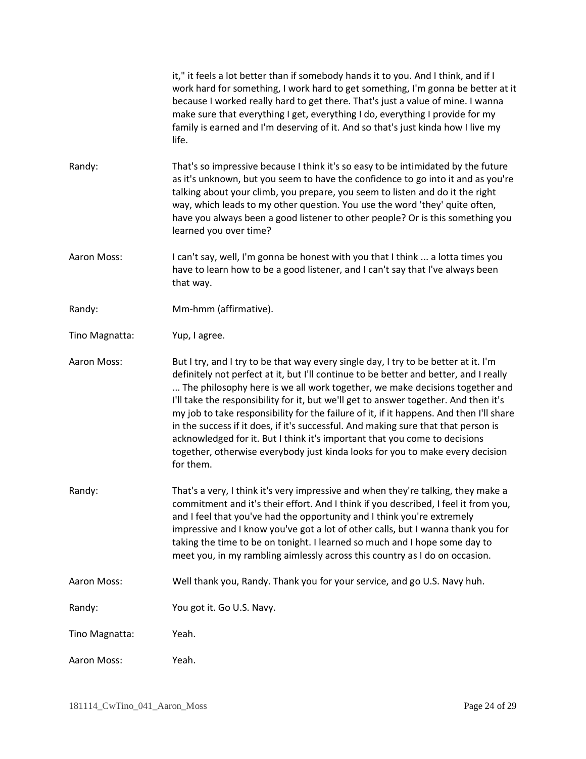it," it feels a lot better than if somebody hands it to you. And I think, and if I work hard for something, I work hard to get something, I'm gonna be better at it because I worked really hard to get there. That's just a value of mine. I wanna make sure that everything I get, everything I do, everything I provide for my family is earned and I'm deserving of it. And so that's just kinda how I live my life.

Randy: That's so impressive because I think it's so easy to be intimidated by the future as it's unknown, but you seem to have the confidence to go into it and as you're talking about your climb, you prepare, you seem to listen and do it the right way, which leads to my other question. You use the word 'they' quite often, have you always been a good listener to other people? Or is this something you learned you over time?

Aaron Moss: I can't say, well, I'm gonna be honest with you that I think ... a lotta times you have to learn how to be a good listener, and I can't say that I've always been that way.

Randy: Mm-hmm (affirmative).

Tino Magnatta: Yup, I agree.

Aaron Moss: But I try, and I try to be that way every single day, I try to be better at it. I'm definitely not perfect at it, but I'll continue to be better and better, and I really ... The philosophy here is we all work together, we make decisions together and I'll take the responsibility for it, but we'll get to answer together. And then it's my job to take responsibility for the failure of it, if it happens. And then I'll share in the success if it does, if it's successful. And making sure that that person is acknowledged for it. But I think it's important that you come to decisions together, otherwise everybody just kinda looks for you to make every decision for them.

Randy: That's a very, I think it's very impressive and when they're talking, they make a commitment and it's their effort. And I think if you described, I feel it from you, and I feel that you've had the opportunity and I think you're extremely impressive and I know you've got a lot of other calls, but I wanna thank you for taking the time to be on tonight. I learned so much and I hope some day to meet you, in my rambling aimlessly across this country as I do on occasion.

Aaron Moss: Well thank you, Randy. Thank you for your service, and go U.S. Navy huh.

Randy: You got it. Go U.S. Navy.

Tino Magnatta: Yeah.

Aaron Moss: Yeah.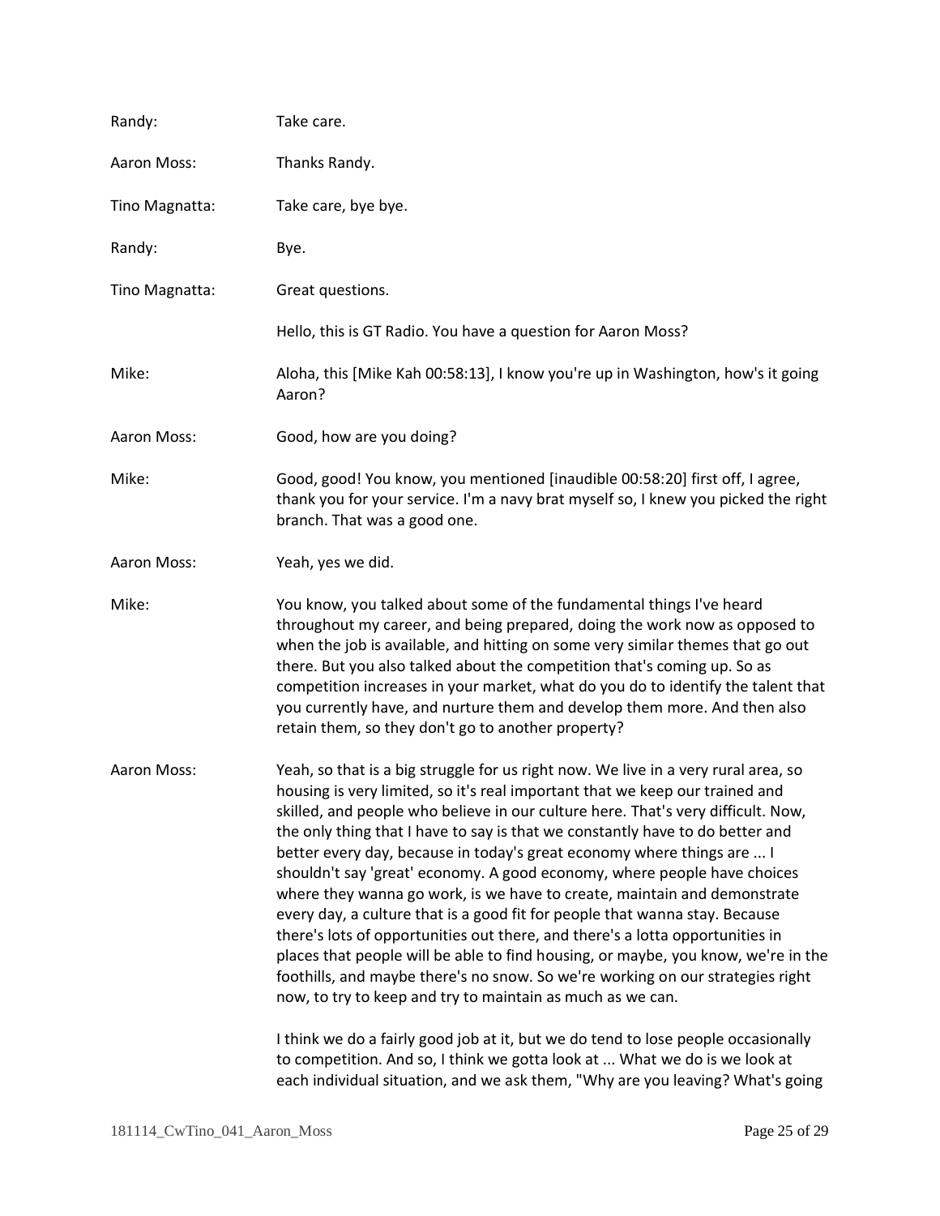Randy: Take care.

Aaron Moss: Thanks Randy.

Tino Magnatta: Take care, bye bye.

Randy: Bye.

Tino Magnatta: Great questions.

Hello, this is GT Radio. You have a question for Aaron Moss?

Mike: Aloha, this [Mike Kah 00:58:13], I know you're up in Washington, how's it going Aaron?

Aaron Moss: Good, how are you doing?

Mike: Good, good! You know, you mentioned [inaudible 00:58:20] first off, I agree, thank you for your service. I'm a navy brat myself so, I knew you picked the right branch. That was a good one.

Aaron Moss: Yeah, yes we did.

Mike: You know, you talked about some of the fundamental things I've heard throughout my career, and being prepared, doing the work now as opposed to when the job is available, and hitting on some very similar themes that go out there. But you also talked about the competition that's coming up. So as competition increases in your market, what do you do to identify the talent that you currently have, and nurture them and develop them more. And then also retain them, so they don't go to another property?

Aaron Moss: Yeah, so that is a big struggle for us right now. We live in a very rural area, so housing is very limited, so it's real important that we keep our trained and skilled, and people who believe in our culture here. That's very difficult. Now, the only thing that I have to say is that we constantly have to do better and better every day, because in today's great economy where things are ... I shouldn't say 'great' economy. A good economy, where people have choices where they wanna go work, is we have to create, maintain and demonstrate every day, a culture that is a good fit for people that wanna stay. Because there's lots of opportunities out there, and there's a lotta opportunities in places that people will be able to find housing, or maybe, you know, we're in the foothills, and maybe there's no snow. So we're working on our strategies right now, to try to keep and try to maintain as much as we can.

I think we do a fairly good job at it, but we do tend to lose people occasionally to competition. And so, I think we gotta look at ... What we do is we look at each individual situation, and we ask them, "Why are you leaving? What's going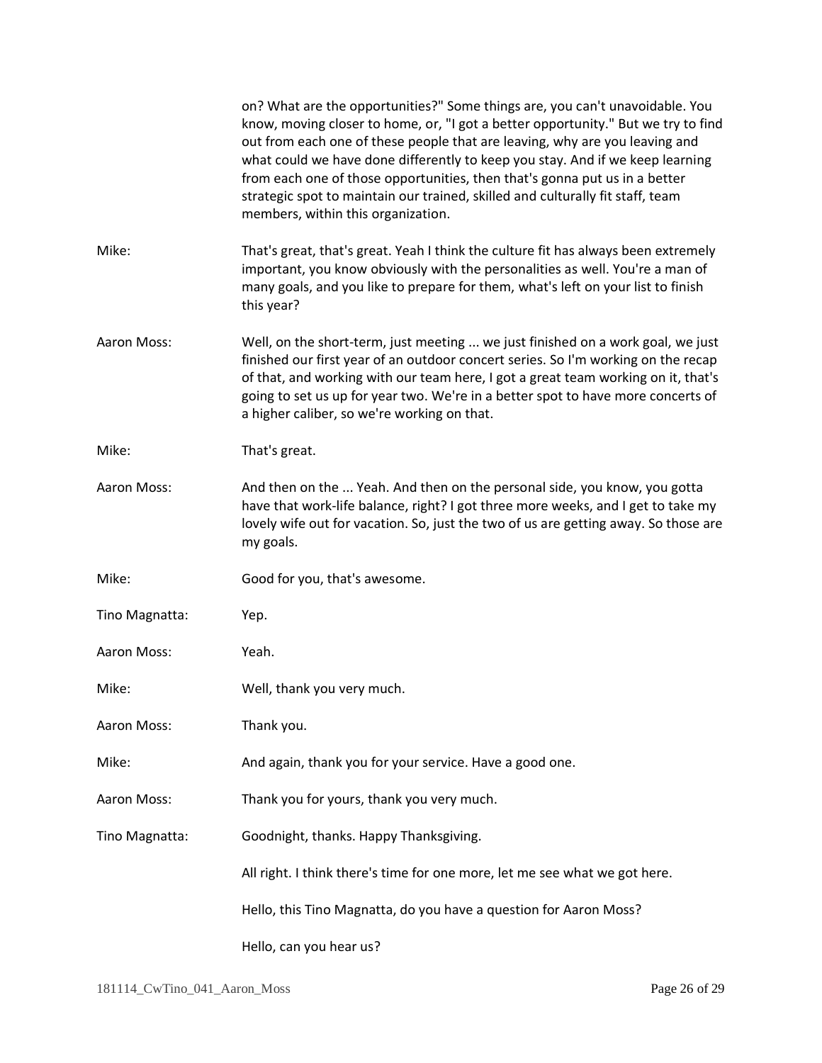on? What are the opportunities?" Some things are, you can't unavoidable. You know, moving closer to home, or, "I got a better opportunity." But we try to find out from each one of these people that are leaving, why are you leaving and what could we have done differently to keep you stay. And if we keep learning from each one of those opportunities, then that's gonna put us in a better strategic spot to maintain our trained, skilled and culturally fit staff, team members, within this organization.

Mike: That's great, that's great. Yeah I think the culture fit has always been extremely important, you know obviously with the personalities as well. You're a man of many goals, and you like to prepare for them, what's left on your list to finish this year?

Aaron Moss: Well, on the short-term, just meeting ... we just finished on a work goal, we just finished our first year of an outdoor concert series. So I'm working on the recap of that, and working with our team here, I got a great team working on it, that's going to set us up for year two. We're in a better spot to have more concerts of a higher caliber, so we're working on that.

Mike: That's great.

Aaron Moss: And then on the ... Yeah. And then on the personal side, you know, you gotta have that work-life balance, right? I got three more weeks, and I get to take my lovely wife out for vacation. So, just the two of us are getting away. So those are my goals.

Mike: Good for you, that's awesome.

Tino Magnatta: Yep.

Aaron Moss: Yeah.

Mike: Well, thank you very much.

Aaron Moss: Thank you.

Mike: And again, thank you for your service. Have a good one.

Aaron Moss: Thank you for yours, thank you very much.

Tino Magnatta: Goodnight, thanks. Happy Thanksgiving.

All right. I think there's time for one more, let me see what we got here.

Hello, this Tino Magnatta, do you have a question for Aaron Moss?

Hello, can you hear us?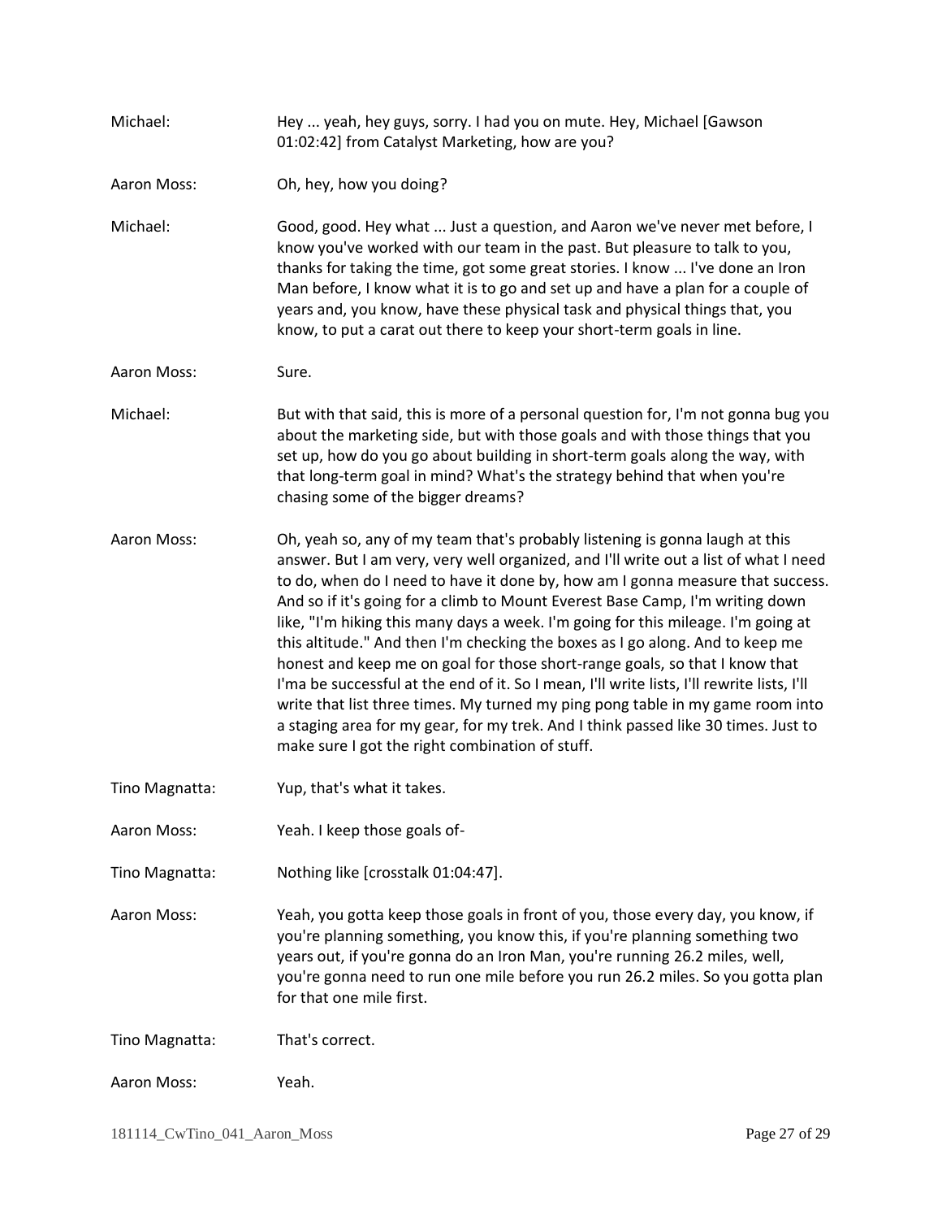Michael: Hey ... yeah, hey guys, sorry. I had you on mute. Hey, Michael [Gawson 01:02:42] from Catalyst Marketing, how are you?

Aaron Moss: Oh, hey, how you doing?

Michael: Good, good. Hey what ... Just a question, and Aaron we've never met before, I know you've worked with our team in the past. But pleasure to talk to you, thanks for taking the time, got some great stories. I know ... I've done an Iron Man before, I know what it is to go and set up and have a plan for a couple of years and, you know, have these physical task and physical things that, you know, to put a carat out there to keep your short-term goals in line.

Aaron Moss: Sure.

Michael: But with that said, this is more of a personal question for, I'm not gonna bug you about the marketing side, but with those goals and with those things that you set up, how do you go about building in short-term goals along the way, with that long-term goal in mind? What's the strategy behind that when you're chasing some of the bigger dreams?

Aaron Moss: Oh, yeah so, any of my team that's probably listening is gonna laugh at this answer. But I am very, very well organized, and I'll write out a list of what I need to do, when do I need to have it done by, how am I gonna measure that success. And so if it's going for a climb to Mount Everest Base Camp, I'm writing down like, "I'm hiking this many days a week. I'm going for this mileage. I'm going at this altitude." And then I'm checking the boxes as I go along. And to keep me honest and keep me on goal for those short-range goals, so that I know that I'ma be successful at the end of it. So I mean, I'll write lists, I'll rewrite lists, I'll write that list three times. My turned my ping pong table in my game room into a staging area for my gear, for my trek. And I think passed like 30 times. Just to make sure I got the right combination of stuff.

Tino Magnatta: Yup, that's what it takes.

Aaron Moss: Yeah. I keep those goals of-

Tino Magnatta: Nothing like [crosstalk 01:04:47].

Aaron Moss: Yeah, you gotta keep those goals in front of you, those every day, you know, if you're planning something, you know this, if you're planning something two years out, if you're gonna do an Iron Man, you're running 26.2 miles, well, you're gonna need to run one mile before you run 26.2 miles. So you gotta plan for that one mile first.

Tino Magnatta: That's correct.

Aaron Moss: Yeah.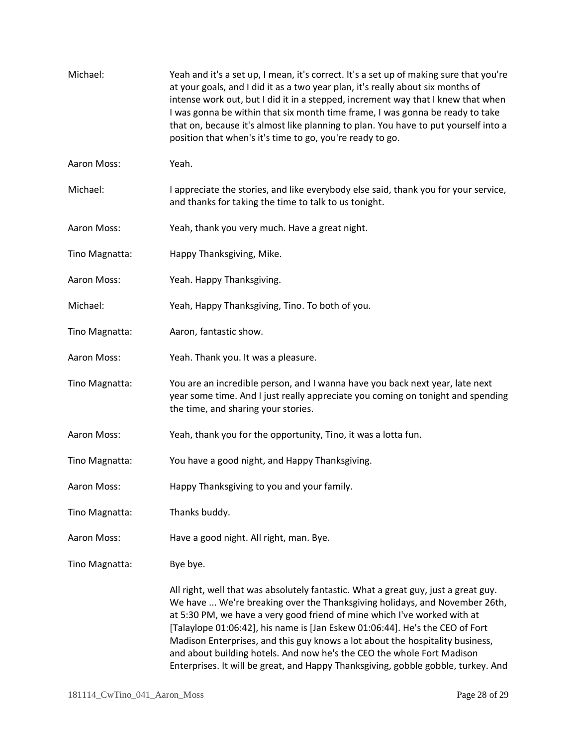Michael: Yeah and it's a set up, I mean, it's correct. It's a set up of making sure that you're at your goals, and I did it as a two year plan, it's really about six months of intense work out, but I did it in a stepped, increment way that I knew that when I was gonna be within that six month time frame, I was gonna be ready to take that on, because it's almost like planning to plan. You have to put yourself into a position that when's it's time to go, you're ready to go.

Aaron Moss: Yeah.

Michael: I appreciate the stories, and like everybody else said, thank you for your service, and thanks for taking the time to talk to us tonight.

Aaron Moss: Yeah, thank you very much. Have a great night.

Tino Magnatta: Happy Thanksgiving, Mike.

Aaron Moss: Yeah. Happy Thanksgiving.

Michael: Yeah, Happy Thanksgiving, Tino. To both of you.

Tino Magnatta: Aaron, fantastic show.

Aaron Moss: Yeah. Thank you. It was a pleasure.

Tino Magnatta: You are an incredible person, and I wanna have you back next year, late next year some time. And I just really appreciate you coming on tonight and spending the time, and sharing your stories.

Aaron Moss: Yeah, thank you for the opportunity, Tino, it was a lotta fun.

Tino Magnatta: You have a good night, and Happy Thanksgiving.

Aaron Moss: Happy Thanksgiving to you and your family.

Tino Magnatta: Thanks buddy.

Aaron Moss: Have a good night. All right, man. Bye.

Tino Magnatta: Bye bye.

All right, well that was absolutely fantastic. What a great guy, just a great guy. We have ... We're breaking over the Thanksgiving holidays, and November 26th, at 5:30 PM, we have a very good friend of mine which I've worked with at [Talaylope 01:06:42], his name is [Jan Eskew 01:06:44]. He's the CEO of Fort Madison Enterprises, and this guy knows a lot about the hospitality business, and about building hotels. And now he's the CEO the whole Fort Madison Enterprises. It will be great, and Happy Thanksgiving, gobble gobble, turkey. And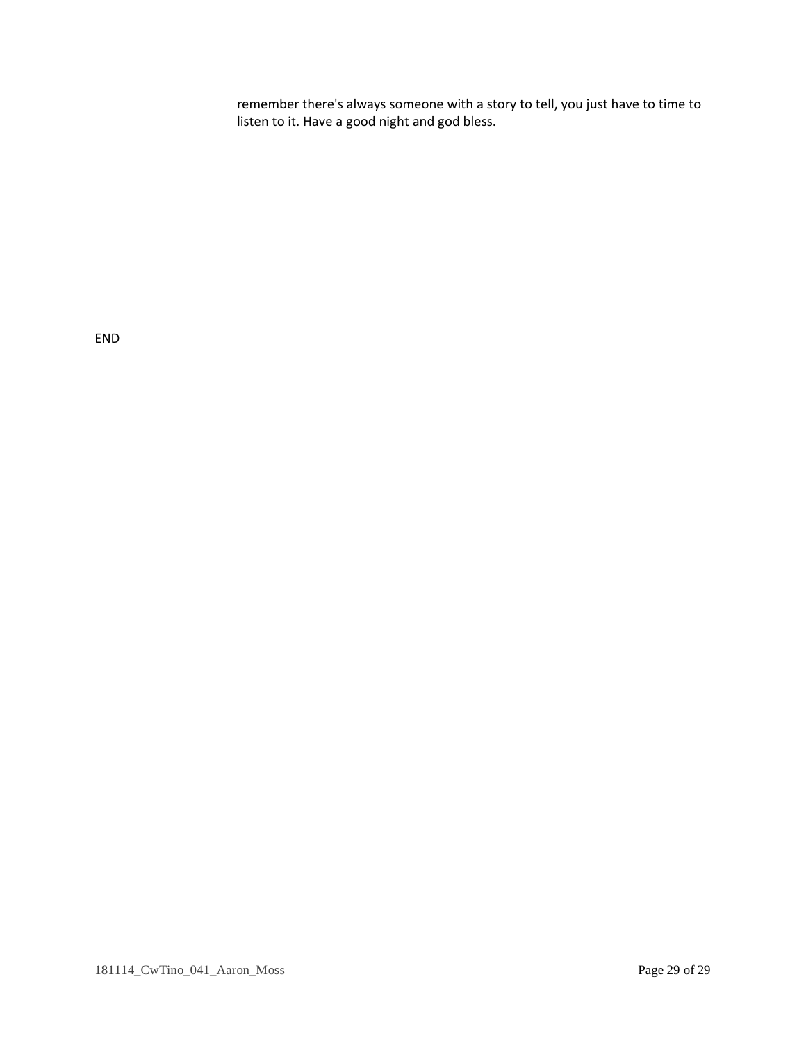remember there's always someone with a story to tell, you just have to time to listen to it. Have a good night and god bless.

END